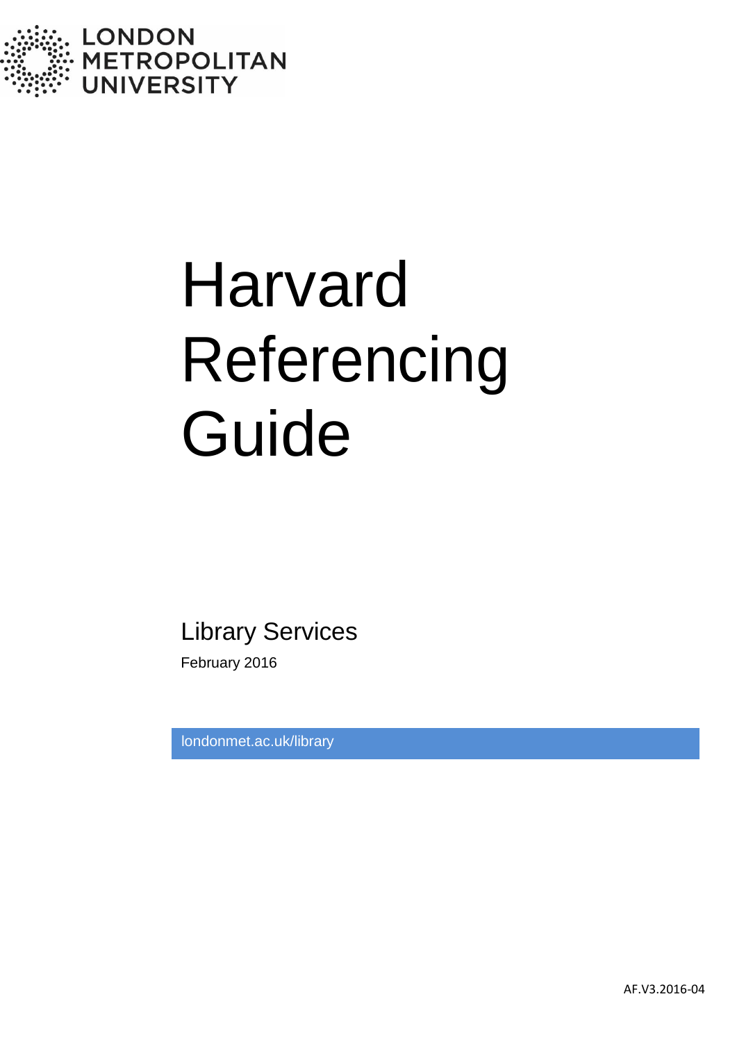LONDON METROPOLITAN UNIVERSITY

# Harvard Referencing Guide

## Library Services

February 2016

londonmet.ac.uk/library

AF.V3.2016-04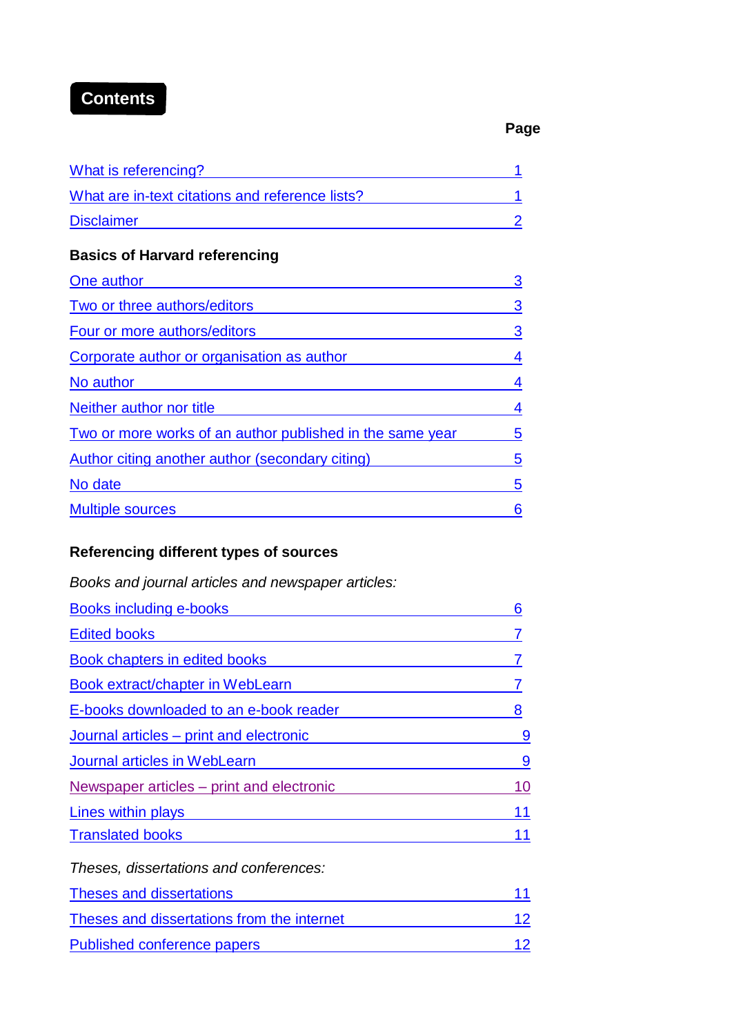# Contents

| | Page |
|---|---|
| What is referencing? | 1 |
| What are in-text citations and reference lists? | 1 |
| Disclaimer | 2 |

**Basics of Harvard referencing**

| | |
|---|---|
| One author | 3 |
| Two or three authors/editors | 3 |
| Four or more authors/editors | 3 |
| Corporate author or organisation as author | 4 |
| No author | 4 |
| Neither author nor title | 4 |
| Two or more works of an author published in the same year | 5 |
| Author citing another author (secondary citing) | 5 |
| No date | 5 |
| Multiple sources | 6 |

**Referencing different types of sources**

*Books and journal articles and newspaper articles:*

| | |
|---|---|
| Books including e-books | 6 |
| Edited books | 7 |
| Book chapters in edited books | 7 |
| Book extract/chapter in WebLearn | 7 |
| E-books downloaded to an e-book reader | 8 |
| Journal articles – print and electronic | 9 |
| Journal articles in WebLearn | 9 |
| Newspaper articles – print and electronic | 10 |
| Lines within plays | 11 |
| Translated books | 11 |

*Theses, dissertations and conferences:*

| | |
|---|---|
| Theses and dissertations | 11 |
| Theses and dissertations from the internet | 12 |
| Published conference papers | 12 |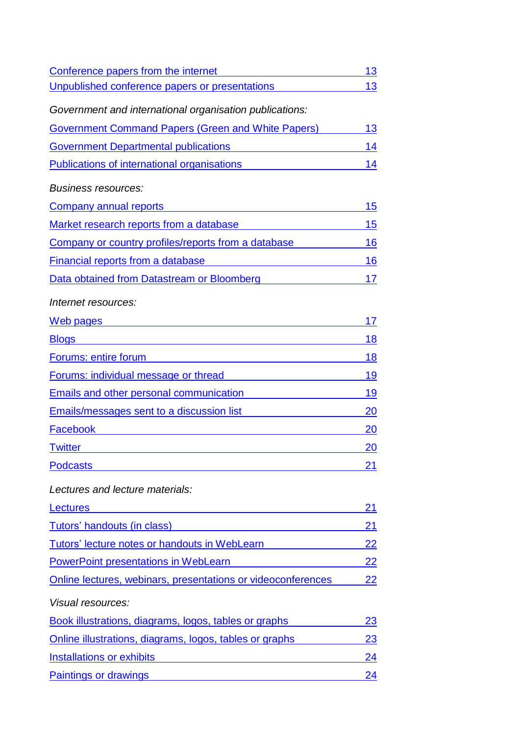Conference papers from the internet 13
Unpublished conference papers or presentations 13

*Government and international organisation publications:*

Government Command Papers (Green and White Papers) 13
Government Departmental publications 14
Publications of international organisations 14

*Business resources:*

Company annual reports 15
Market research reports from a database 15
Company or country profiles/reports from a database 16
Financial reports from a database 16
Data obtained from Datastream or Bloomberg 17

*Internet resources:*

Web pages 17
Blogs 18
Forums: entire forum 18
Forums: individual message or thread 19
Emails and other personal communication 19
Emails/messages sent to a discussion list 20
Facebook 20
Twitter 20
Podcasts 21

*Lectures and lecture materials:*

Lectures 21
Tutors' handouts (in class) 21
Tutors' lecture notes or handouts in WebLearn 22
PowerPoint presentations in WebLearn 22
Online lectures, webinars, presentations or videoconferences 22

*Visual resources:*

Book illustrations, diagrams, logos, tables or graphs 23
Online illustrations, diagrams, logos, tables or graphs 23
Installations or exhibits 24
Paintings or drawings 24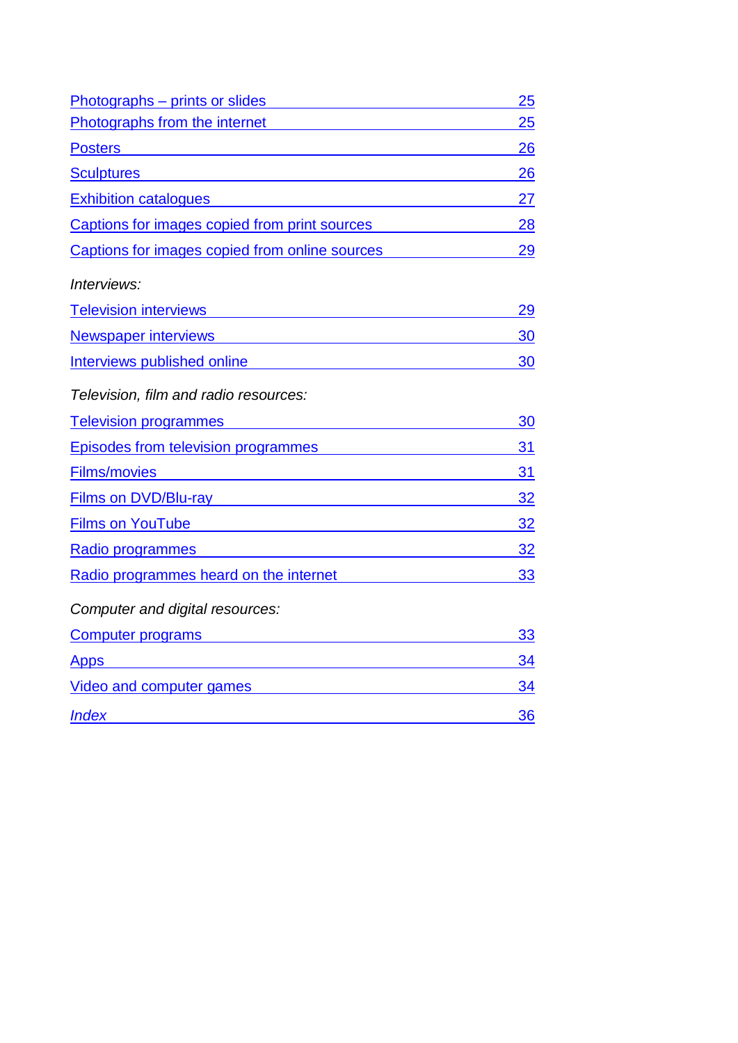| | |
|---|---|
| Photographs – prints or slides | 25 |
| Photographs from the internet | 25 |
| Posters | 26 |
| Sculptures | 26 |
| Exhibition catalogues | 27 |
| Captions for images copied from print sources | 28 |
| Captions for images copied from online sources | 29 |

*Interviews:*

| | |
|---|---|
| Television interviews | 29 |
| Newspaper interviews | 30 |
| Interviews published online | 30 |

*Television, film and radio resources:*

| | |
|---|---|
| Television programmes | 30 |
| Episodes from television programmes | 31 |
| Films/movies | 31 |
| Films on DVD/Blu-ray | 32 |
| Films on YouTube | 32 |
| Radio programmes | 32 |
| Radio programmes heard on the internet | 33 |

*Computer and digital resources:*

| | |
|---|---|
| Computer programs | 33 |
| Apps | 34 |
| Video and computer games | 34 |
| *Index* | 36 |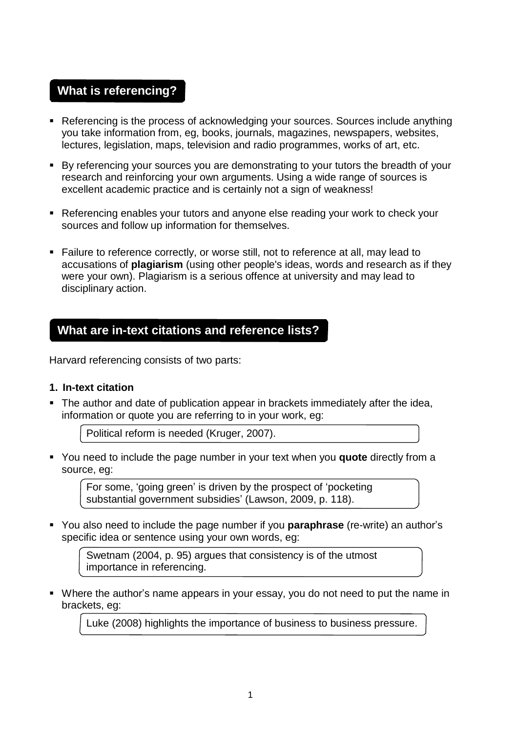## What is referencing?

- Referencing is the process of acknowledging your sources. Sources include anything you take information from, eg, books, journals, magazines, newspapers, websites, lectures, legislation, maps, television and radio programmes, works of art, etc.
- By referencing your sources you are demonstrating to your tutors the breadth of your research and reinforcing your own arguments. Using a wide range of sources is excellent academic practice and is certainly not a sign of weakness!
- Referencing enables your tutors and anyone else reading your work to check your sources and follow up information for themselves.
- Failure to reference correctly, or worse still, not to reference at all, may lead to accusations of **plagiarism** (using other people's ideas, words and research as if they were your own). Plagiarism is a serious offence at university and may lead to disciplinary action.

## What are in-text citations and reference lists?

Harvard referencing consists of two parts:

**1. In-text citation**

- The author and date of publication appear in brackets immediately after the idea, information or quote you are referring to in your work, eg:

  > Political reform is needed (Kruger, 2007).

- You need to include the page number in your text when you **quote** directly from a source, eg:

  > For some, 'going green' is driven by the prospect of 'pocketing substantial government subsidies' (Lawson, 2009, p. 118).

- You also need to include the page number if you **paraphrase** (re-write) an author's specific idea or sentence using your own words, eg:

  > Swetnam (2004, p. 95) argues that consistency is of the utmost importance in referencing.

- Where the author's name appears in your essay, you do not need to put the name in brackets, eg:

  > Luke (2008) highlights the importance of business to business pressure.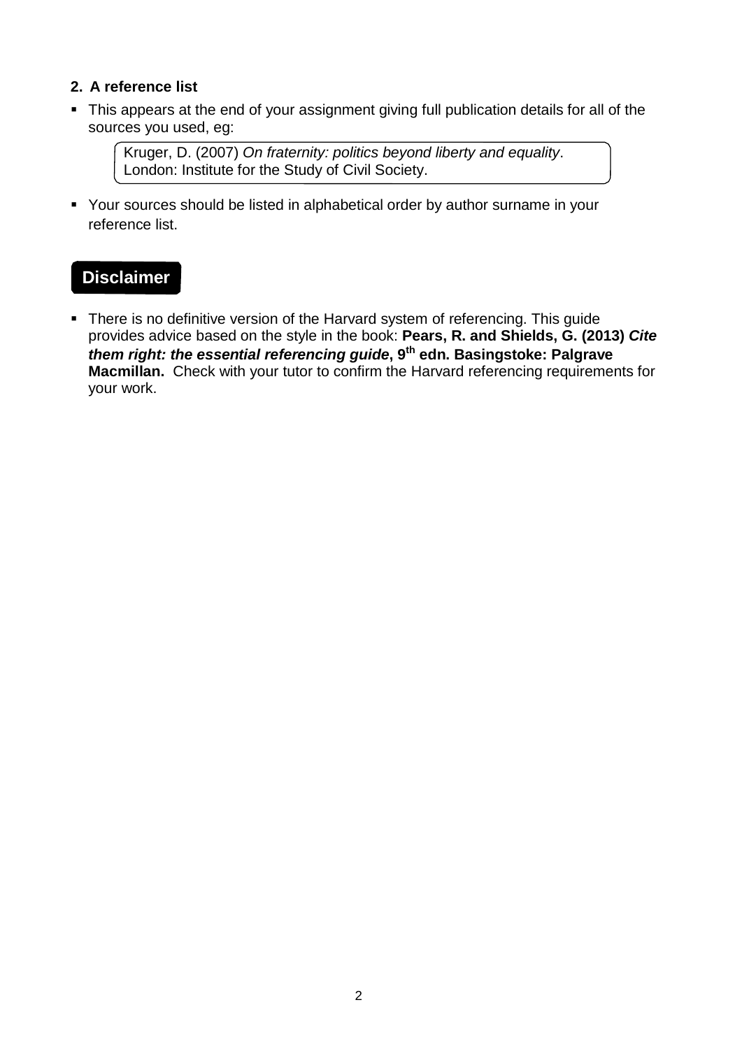## 2. A reference list

- This appears at the end of your assignment giving full publication details for all of the sources you used, eg:

> Kruger, D. (2007) *On fraternity: politics beyond liberty and equality*. London: Institute for the Study of Civil Society.

- Your sources should be listed in alphabetical order by author surname in your reference list.

## Disclaimer

- There is no definitive version of the Harvard system of referencing. This guide provides advice based on the style in the book: **Pears, R. and Shields, G. (2013) *Cite them right: the essential referencing guide*, 9th edn. Basingstoke: Palgrave Macmillan.** Check with your tutor to confirm the Harvard referencing requirements for your work.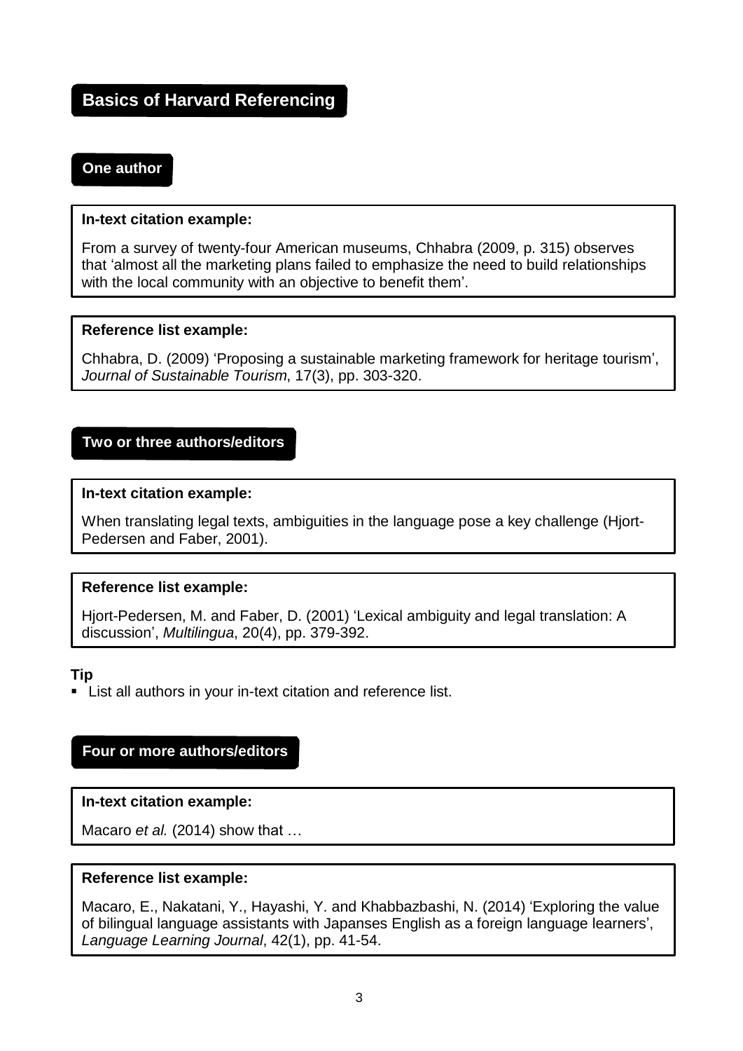## Basics of Harvard Referencing

### One author

**In-text citation example:**

From a survey of twenty-four American museums, Chhabra (2009, p. 315) observes that 'almost all the marketing plans failed to emphasize the need to build relationships with the local community with an objective to benefit them'.

**Reference list example:**

Chhabra, D. (2009) 'Proposing a sustainable marketing framework for heritage tourism', *Journal of Sustainable Tourism*, 17(3), pp. 303-320.

### Two or three authors/editors

**In-text citation example:**

When translating legal texts, ambiguities in the language pose a key challenge (Hjort-Pedersen and Faber, 2001).

**Reference list example:**

Hjort-Pedersen, M. and Faber, D. (2001) 'Lexical ambiguity and legal translation: A discussion', *Multilingua*, 20(4), pp. 379-392.

**Tip**

- List all authors in your in-text citation and reference list.

### Four or more authors/editors

**In-text citation example:**

Macaro *et al.* (2014) show that …

**Reference list example:**

Macaro, E., Nakatani, Y., Hayashi, Y. and Khabbazbashi, N. (2014) 'Exploring the value of bilingual language assistants with Japanses English as a foreign language learners', *Language Learning Journal*, 42(1), pp. 41-54.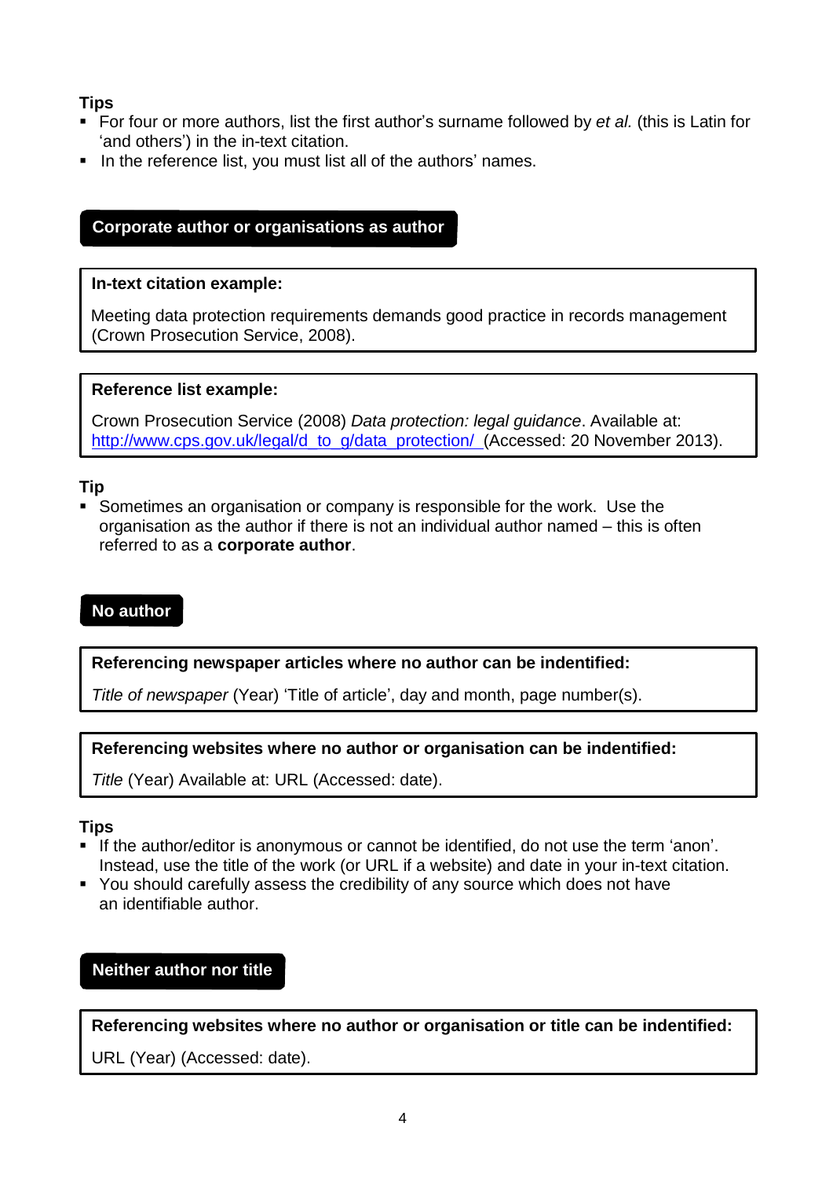**Tips**

- For four or more authors, list the first author's surname followed by *et al.* (this is Latin for 'and others') in the in-text citation.
- In the reference list, you must list all of the authors' names.

## Corporate author or organisations as author

**In-text citation example:**

Meeting data protection requirements demands good practice in records management (Crown Prosecution Service, 2008).

**Reference list example:**

Crown Prosecution Service (2008) *Data protection: legal guidance*. Available at: http://www.cps.gov.uk/legal/d_to_g/data_protection/ (Accessed: 20 November 2013).

**Tip**

- Sometimes an organisation or company is responsible for the work. Use the organisation as the author if there is not an individual author named – this is often referred to as a **corporate author**.

## No author

**Referencing newspaper articles where no author can be indentified:**

*Title of newspaper* (Year) 'Title of article', day and month, page number(s).

**Referencing websites where no author or organisation can be indentified:**

*Title* (Year) Available at: URL (Accessed: date).

**Tips**

- If the author/editor is anonymous or cannot be identified, do not use the term 'anon'. Instead, use the title of the work (or URL if a website) and date in your in-text citation.
- You should carefully assess the credibility of any source which does not have an identifiable author.

## Neither author nor title

**Referencing websites where no author or organisation or title can be indentified:**

URL (Year) (Accessed: date).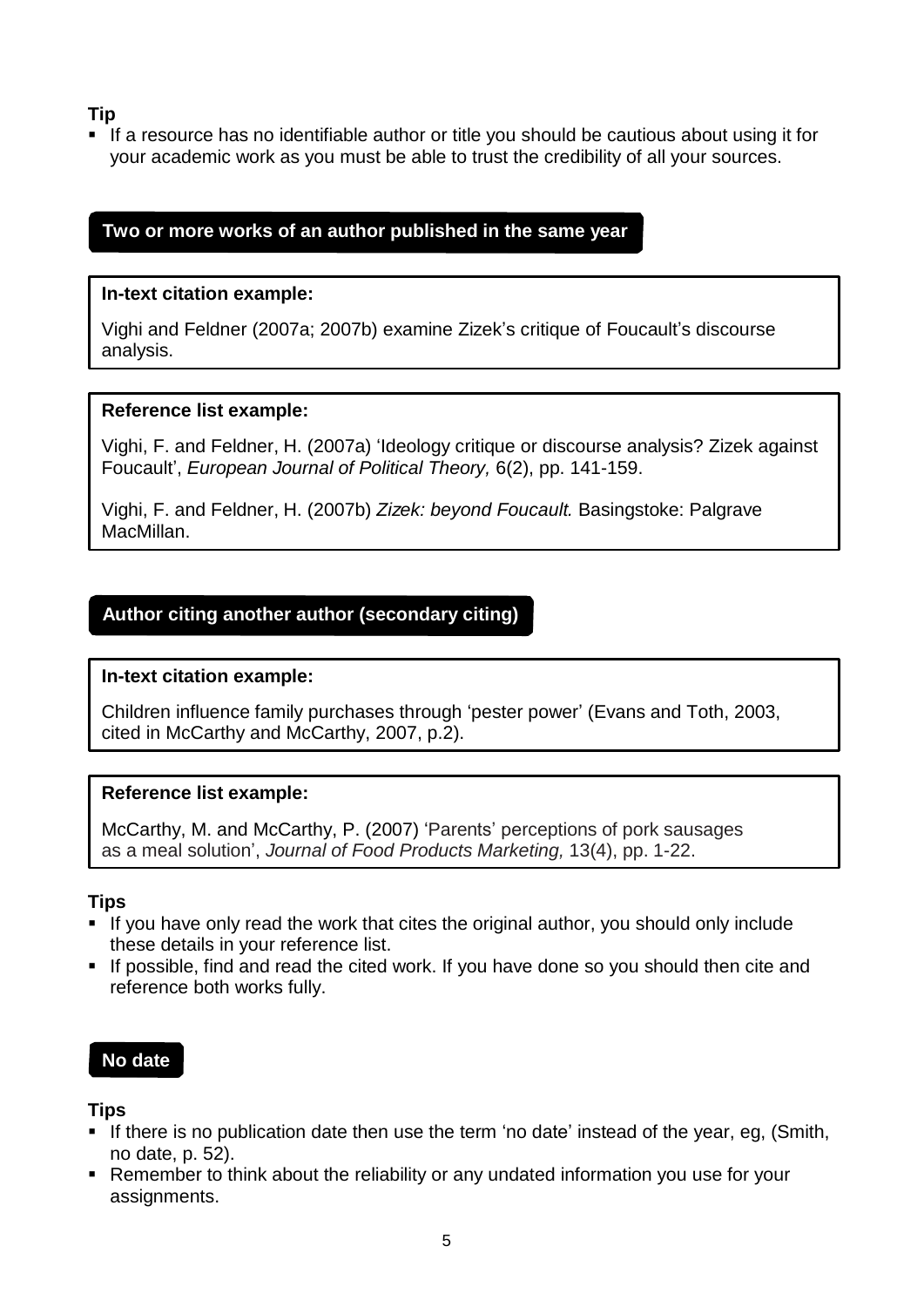**Tip**

- If a resource has no identifiable author or title you should be cautious about using it for your academic work as you must be able to trust the credibility of all your sources.

## Two or more works of an author published in the same year

**In-text citation example:**

Vighi and Feldner (2007a; 2007b) examine Zizek's critique of Foucault's discourse analysis.

**Reference list example:**

Vighi, F. and Feldner, H. (2007a) 'Ideology critique or discourse analysis? Zizek against Foucault', *European Journal of Political Theory,* 6(2), pp. 141-159.

Vighi, F. and Feldner, H. (2007b) *Zizek: beyond Foucault.* Basingstoke: Palgrave MacMillan.

## Author citing another author (secondary citing)

**In-text citation example:**

Children influence family purchases through 'pester power' (Evans and Toth, 2003, cited in McCarthy and McCarthy, 2007, p.2).

**Reference list example:**

McCarthy, M. and McCarthy, P. (2007) 'Parents' perceptions of pork sausages as a meal solution', *Journal of Food Products Marketing,* 13(4), pp. 1-22.

**Tips**

- If you have only read the work that cites the original author, you should only include these details in your reference list.
- If possible, find and read the cited work. If you have done so you should then cite and reference both works fully.

## No date

**Tips**

- If there is no publication date then use the term 'no date' instead of the year, eg, (Smith, no date, p. 52).
- Remember to think about the reliability or any undated information you use for your assignments.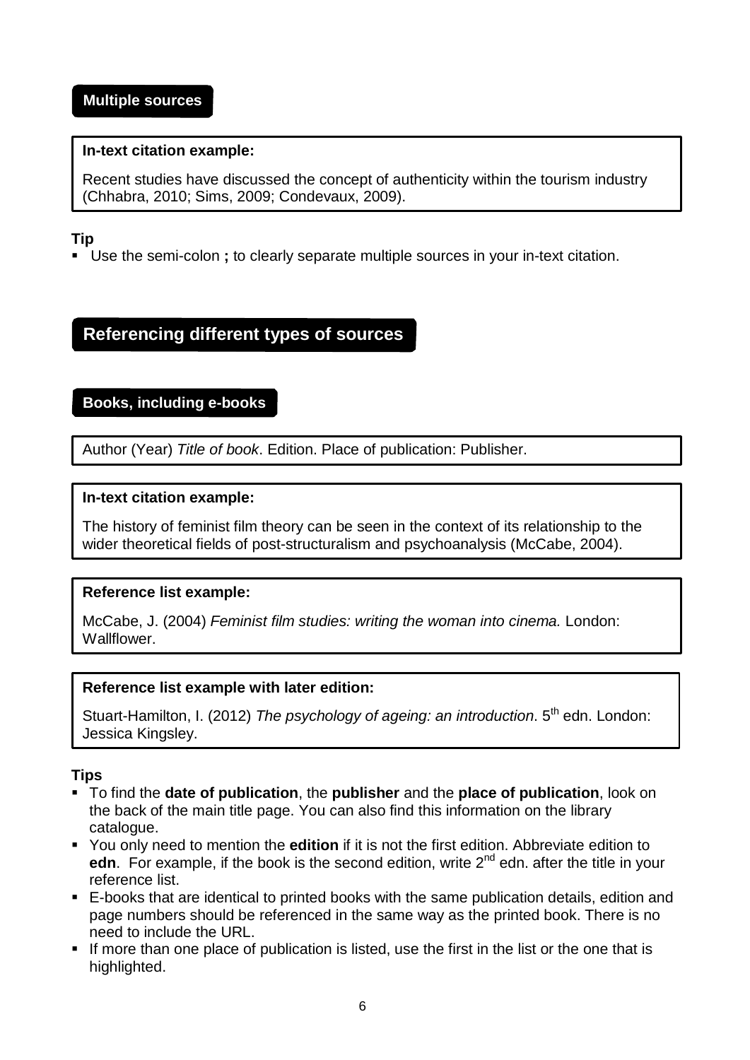## Multiple sources

**In-text citation example:**

Recent studies have discussed the concept of authenticity within the tourism industry (Chhabra, 2010; Sims, 2009; Condevaux, 2009).

**Tip**

- Use the semi-colon **;** to clearly separate multiple sources in your in-text citation.

# Referencing different types of sources

## Books, including e-books

Author (Year) *Title of book*. Edition. Place of publication: Publisher.

**In-text citation example:**

The history of feminist film theory can be seen in the context of its relationship to the wider theoretical fields of post-structuralism and psychoanalysis (McCabe, 2004).

**Reference list example:**

McCabe, J. (2004) *Feminist film studies: writing the woman into cinema.* London: Wallflower.

**Reference list example with later edition:**

Stuart-Hamilton, I. (2012) *The psychology of ageing: an introduction*. 5th edn. London: Jessica Kingsley.

**Tips**

- To find the **date of publication**, the **publisher** and the **place of publication**, look on the back of the main title page. You can also find this information on the library catalogue.
- You only need to mention the **edition** if it is not the first edition. Abbreviate edition to **edn**. For example, if the book is the second edition, write 2nd edn. after the title in your reference list.
- E-books that are identical to printed books with the same publication details, edition and page numbers should be referenced in the same way as the printed book. There is no need to include the URL.
- If more than one place of publication is listed, use the first in the list or the one that is highlighted.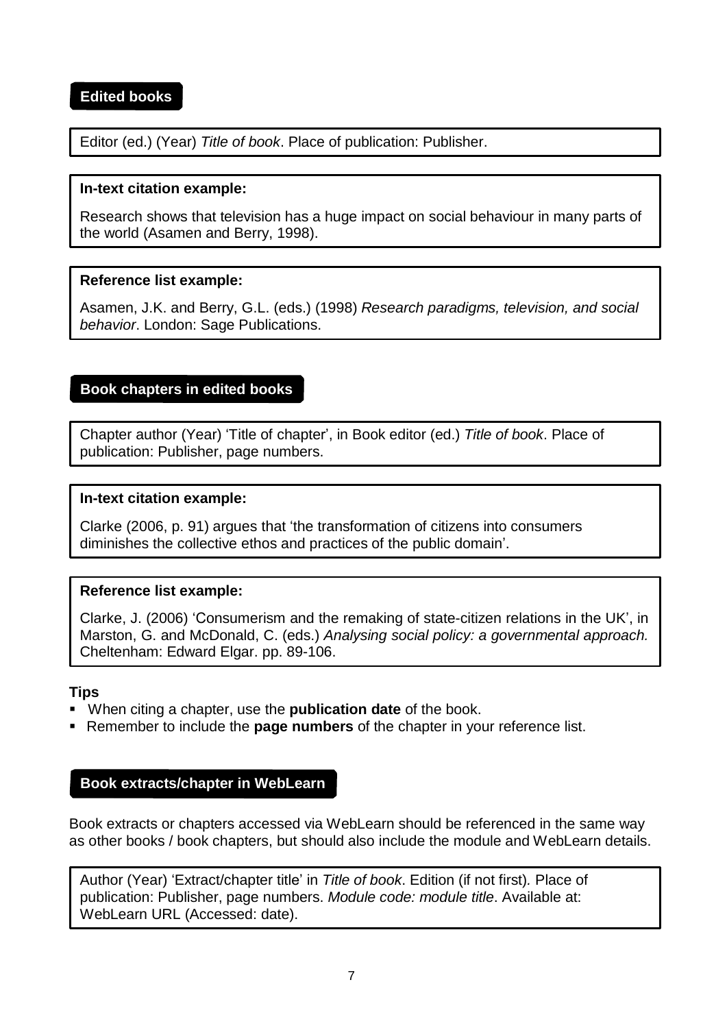## Edited books

Editor (ed.) (Year) *Title of book*. Place of publication: Publisher.

**In-text citation example:**

Research shows that television has a huge impact on social behaviour in many parts of the world (Asamen and Berry, 1998).

**Reference list example:**

Asamen, J.K. and Berry, G.L. (eds.) (1998) *Research paradigms, television, and social behavior*. London: Sage Publications.

## Book chapters in edited books

Chapter author (Year) 'Title of chapter', in Book editor (ed.) *Title of book*. Place of publication: Publisher, page numbers.

**In-text citation example:**

Clarke (2006, p. 91) argues that 'the transformation of citizens into consumers diminishes the collective ethos and practices of the public domain'.

**Reference list example:**

Clarke, J. (2006) 'Consumerism and the remaking of state-citizen relations in the UK', in Marston, G. and McDonald, C. (eds.) *Analysing social policy: a governmental approach.* Cheltenham: Edward Elgar. pp. 89-106.

**Tips**

- When citing a chapter, use the **publication date** of the book.
- Remember to include the **page numbers** of the chapter in your reference list.

## Book extracts/chapter in WebLearn

Book extracts or chapters accessed via WebLearn should be referenced in the same way as other books / book chapters, but should also include the module and WebLearn details.

Author (Year) 'Extract/chapter title' in *Title of book*. Edition (if not first)*.* Place of publication: Publisher, page numbers. *Module code: module title*. Available at: WebLearn URL (Accessed: date).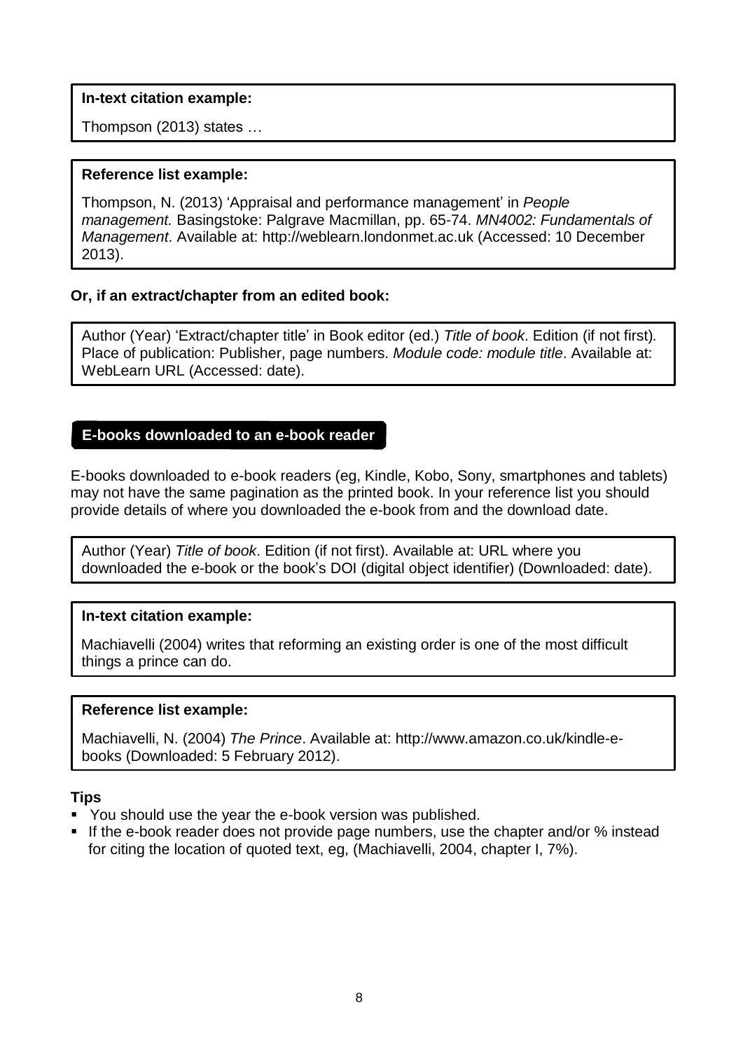**In-text citation example:**

Thompson (2013) states …

**Reference list example:**

Thompson, N. (2013) 'Appraisal and performance management' in *People management.* Basingstoke: Palgrave Macmillan, pp. 65-74. *MN4002: Fundamentals of Management*. Available at: http://weblearn.londonmet.ac.uk (Accessed: 10 December 2013).

**Or, if an extract/chapter from an edited book:**

Author (Year) 'Extract/chapter title' in Book editor (ed.) *Title of book*. Edition (if not first). Place of publication: Publisher, page numbers. *Module code: module title*. Available at: WebLearn URL (Accessed: date).

## E-books downloaded to an e-book reader

E-books downloaded to e-book readers (eg, Kindle, Kobo, Sony, smartphones and tablets) may not have the same pagination as the printed book. In your reference list you should provide details of where you downloaded the e-book from and the download date.

Author (Year) *Title of book*. Edition (if not first). Available at: URL where you downloaded the e-book or the book's DOI (digital object identifier) (Downloaded: date).

**In-text citation example:**

Machiavelli (2004) writes that reforming an existing order is one of the most difficult things a prince can do.

**Reference list example:**

Machiavelli, N. (2004) *The Prince*. Available at: http://www.amazon.co.uk/kindle-e-books (Downloaded: 5 February 2012).

**Tips**

- You should use the year the e-book version was published.
- If the e-book reader does not provide page numbers, use the chapter and/or % instead for citing the location of quoted text, eg, (Machiavelli, 2004, chapter I, 7%).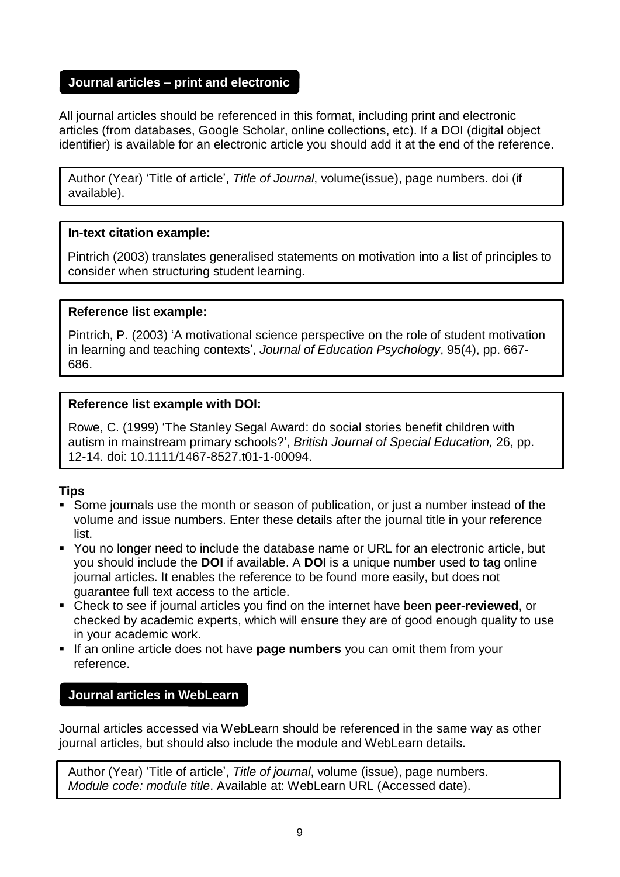## Journal articles – print and electronic

All journal articles should be referenced in this format, including print and electronic articles (from databases, Google Scholar, online collections, etc). If a DOI (digital object identifier) is available for an electronic article you should add it at the end of the reference.

> Author (Year) 'Title of article', *Title of Journal*, volume(issue), page numbers. doi (if available).

> **In-text citation example:**
>
> Pintrich (2003) translates generalised statements on motivation into a list of principles to consider when structuring student learning.

> **Reference list example:**
>
> Pintrich, P. (2003) 'A motivational science perspective on the role of student motivation in learning and teaching contexts', *Journal of Education Psychology*, 95(4), pp. 667-686.

> **Reference list example with DOI:**
>
> Rowe, C. (1999) 'The Stanley Segal Award: do social stories benefit children with autism in mainstream primary schools?', *British Journal of Special Education,* 26, pp. 12-14. doi: 10.1111/1467-8527.t01-1-00094.

**Tips**

- Some journals use the month or season of publication, or just a number instead of the volume and issue numbers. Enter these details after the journal title in your reference list.
- You no longer need to include the database name or URL for an electronic article, but you should include the **DOI** if available. A **DOI** is a unique number used to tag online journal articles. It enables the reference to be found more easily, but does not guarantee full text access to the article.
- Check to see if journal articles you find on the internet have been **peer-reviewed**, or checked by academic experts, which will ensure they are of good enough quality to use in your academic work.
- If an online article does not have **page numbers** you can omit them from your reference.

## Journal articles in WebLearn

Journal articles accessed via WebLearn should be referenced in the same way as other journal articles, but should also include the module and WebLearn details.

> Author (Year) 'Title of article', *Title of journal*, volume (issue), page numbers. *Module code: module title*. Available at: WebLearn URL (Accessed date).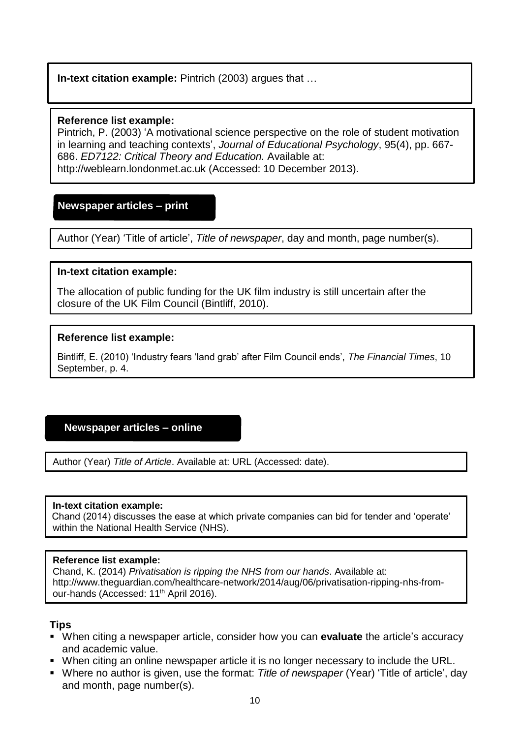**In-text citation example:** Pintrich (2003) argues that …

**Reference list example:**

Pintrich, P. (2003) 'A motivational science perspective on the role of student motivation in learning and teaching contexts', *Journal of Educational Psychology*, 95(4), pp. 667-686. *ED7122: Critical Theory and Education.* Available at: http://weblearn.londonmet.ac.uk (Accessed: 10 December 2013).

## Newspaper articles – print

Author (Year) 'Title of article', *Title of newspaper*, day and month, page number(s).

**In-text citation example:**

The allocation of public funding for the UK film industry is still uncertain after the closure of the UK Film Council (Bintliff, 2010).

**Reference list example:**

Bintliff, E. (2010) 'Industry fears 'land grab' after Film Council ends', *The Financial Times*, 10 September, p. 4.

## Newspaper articles – online

Author (Year) *Title of Article*. Available at: URL (Accessed: date).

**In-text citation example:**

Chand (2014) discusses the ease at which private companies can bid for tender and 'operate' within the National Health Service (NHS).

**Reference list example:**

Chand, K. (2014) *Privatisation is ripping the NHS from our hands*. Available at: http://www.theguardian.com/healthcare-network/2014/aug/06/privatisation-ripping-nhs-from-our-hands (Accessed: 11th April 2016).

**Tips**

- When citing a newspaper article, consider how you can **evaluate** the article's accuracy and academic value.
- When citing an online newspaper article it is no longer necessary to include the URL.
- Where no author is given, use the format: *Title of newspaper* (Year) 'Title of article', day and month, page number(s).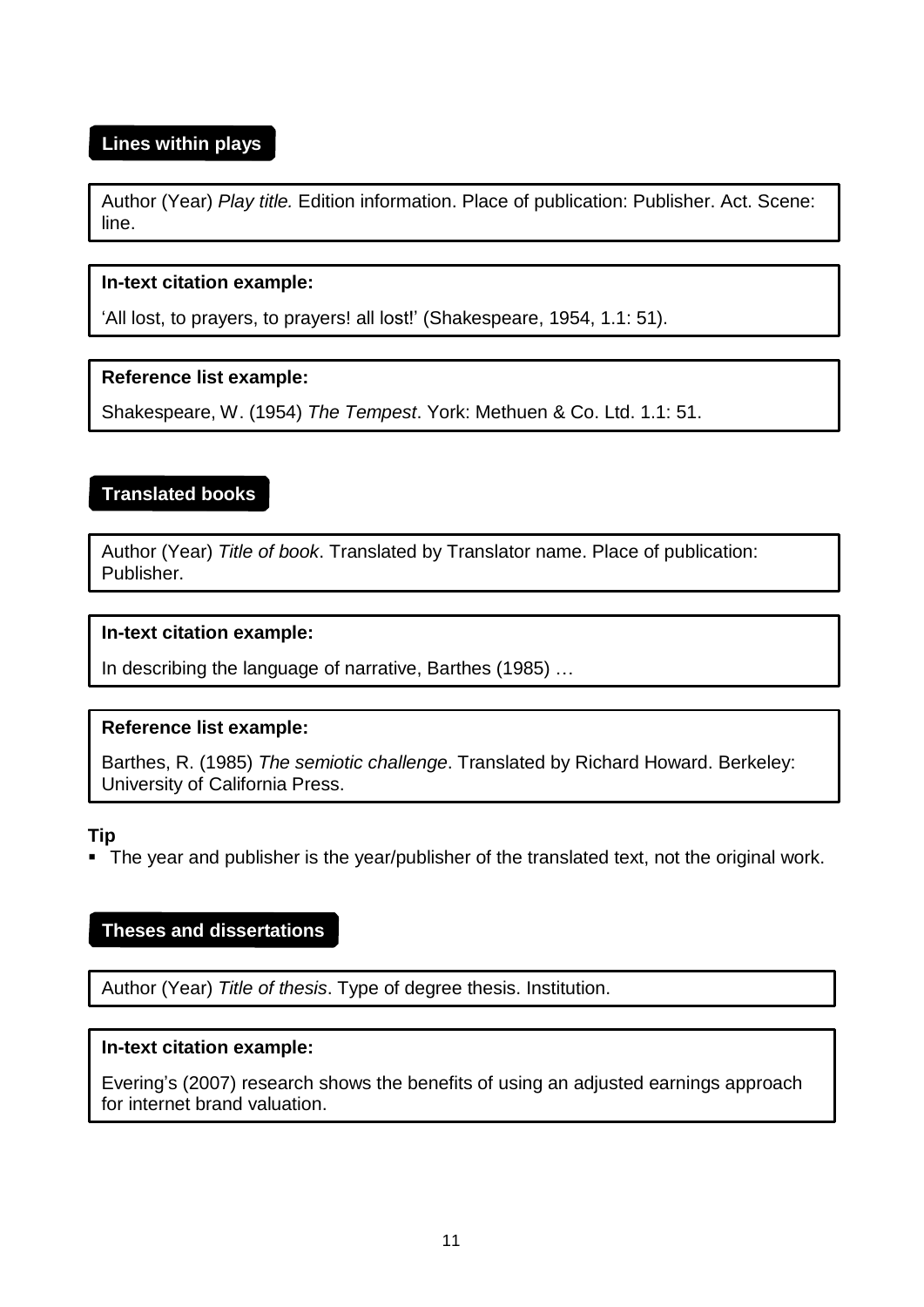## Lines within plays

Author (Year) *Play title.* Edition information. Place of publication: Publisher. Act. Scene: line.

**In-text citation example:**

'All lost, to prayers, to prayers! all lost!' (Shakespeare, 1954, 1.1: 51).

**Reference list example:**

Shakespeare, W. (1954) *The Tempest*. York: Methuen & Co. Ltd. 1.1: 51.

## Translated books

Author (Year) *Title of book*. Translated by Translator name. Place of publication: Publisher.

**In-text citation example:**

In describing the language of narrative, Barthes (1985) …

**Reference list example:**

Barthes, R. (1985) *The semiotic challenge*. Translated by Richard Howard. Berkeley: University of California Press.

**Tip**

- The year and publisher is the year/publisher of the translated text, not the original work.

## Theses and dissertations

Author (Year) *Title of thesis*. Type of degree thesis. Institution.

**In-text citation example:**

Evering's (2007) research shows the benefits of using an adjusted earnings approach for internet brand valuation.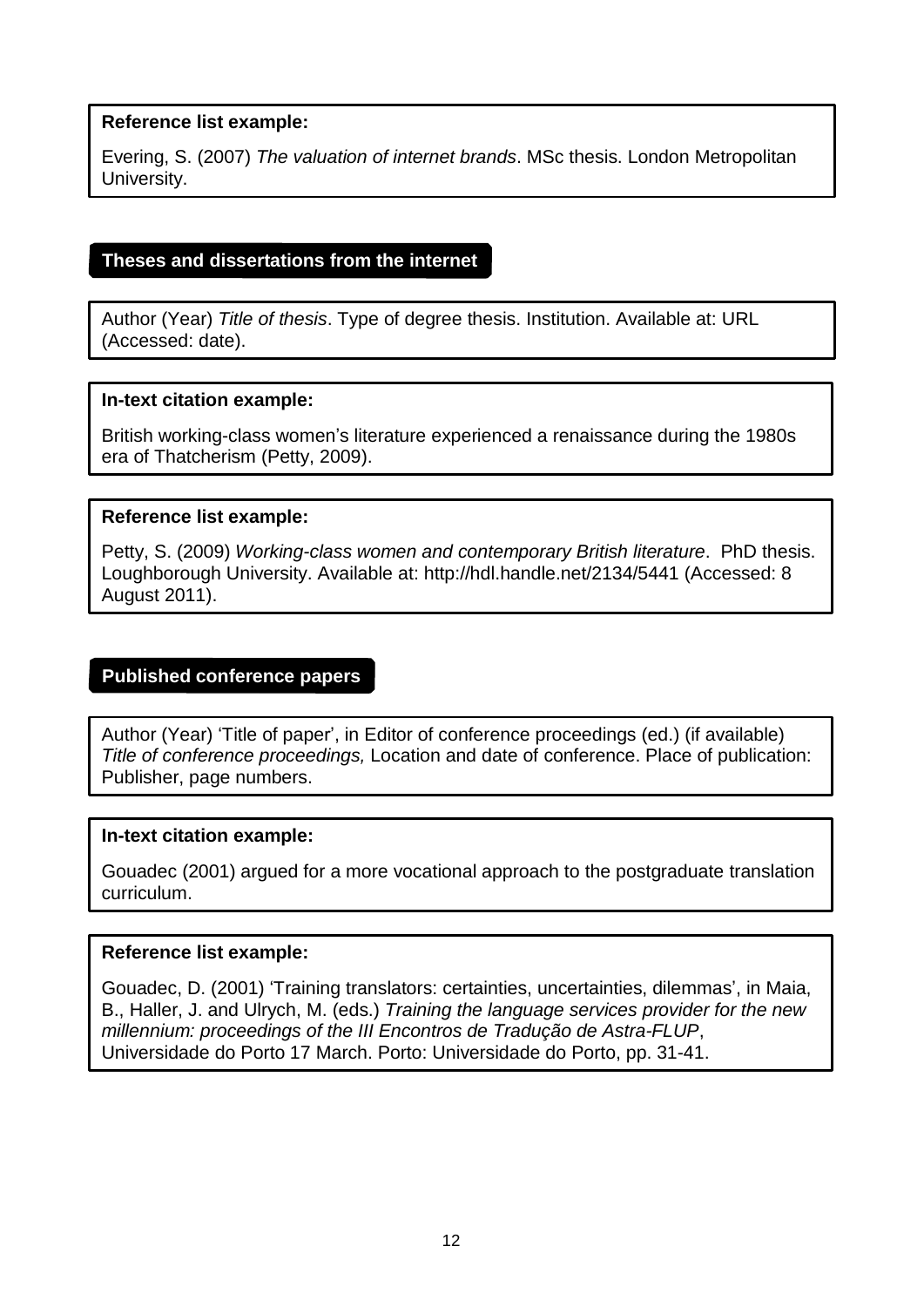**Reference list example:**

Evering, S. (2007) *The valuation of internet brands*. MSc thesis. London Metropolitan University.

## Theses and dissertations from the internet

Author (Year) *Title of thesis*. Type of degree thesis. Institution. Available at: URL (Accessed: date).

**In-text citation example:**

British working-class women's literature experienced a renaissance during the 1980s era of Thatcherism (Petty, 2009).

**Reference list example:**

Petty, S. (2009) *Working-class women and contemporary British literature*. PhD thesis. Loughborough University. Available at: http://hdl.handle.net/2134/5441 (Accessed: 8 August 2011).

## Published conference papers

Author (Year) 'Title of paper', in Editor of conference proceedings (ed.) (if available) *Title of conference proceedings,* Location and date of conference. Place of publication: Publisher, page numbers.

**In-text citation example:**

Gouadec (2001) argued for a more vocational approach to the postgraduate translation curriculum.

**Reference list example:**

Gouadec, D. (2001) 'Training translators: certainties, uncertainties, dilemmas', in Maia, B., Haller, J. and Ulrych, M. (eds.) *Training the language services provider for the new millennium: proceedings of the III Encontros de Tradução de Astra-FLUP*, Universidade do Porto 17 March. Porto: Universidade do Porto, pp. 31-41.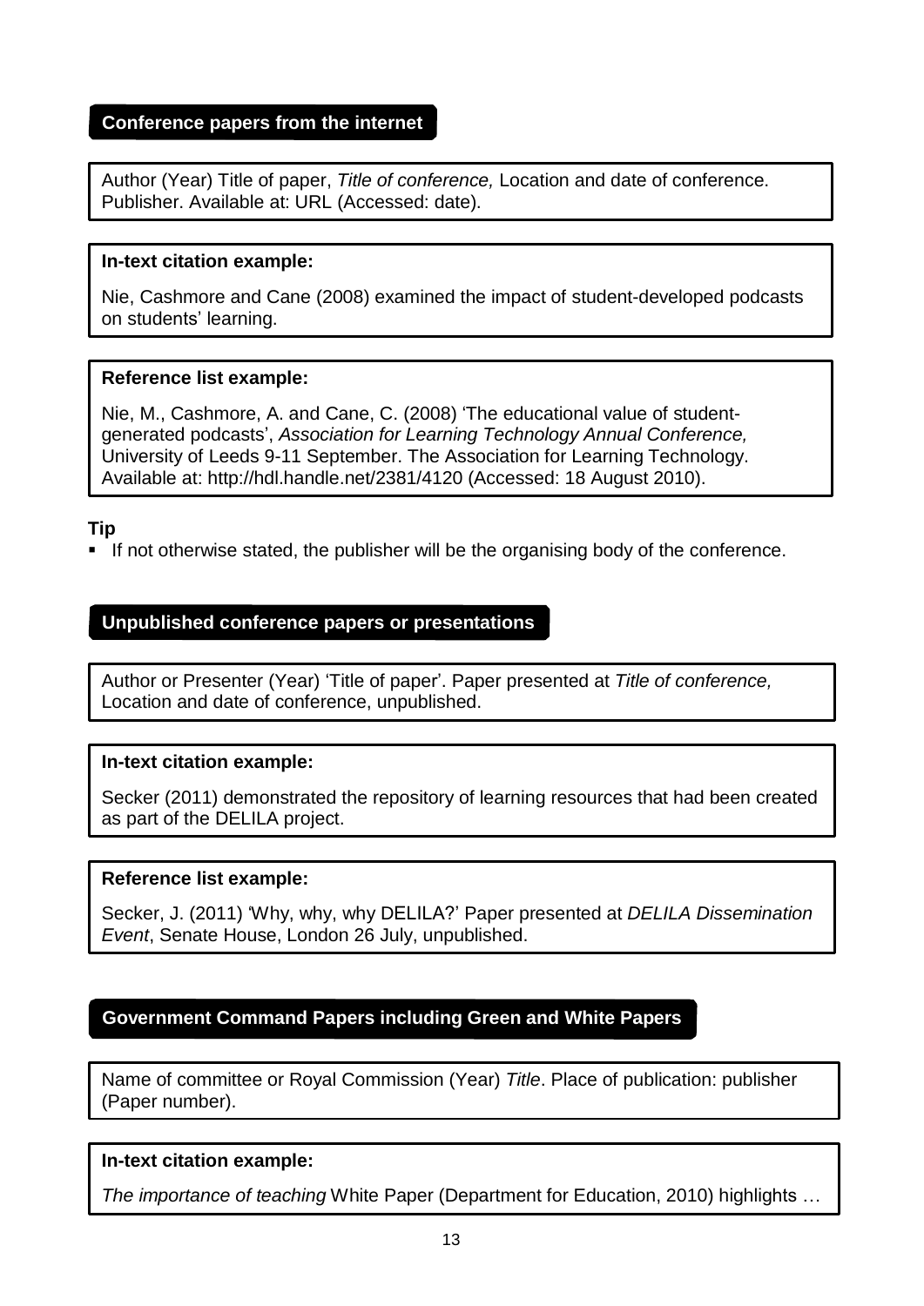## Conference papers from the internet

Author (Year) Title of paper, *Title of conference,* Location and date of conference. Publisher. Available at: URL (Accessed: date).

**In-text citation example:**

Nie, Cashmore and Cane (2008) examined the impact of student-developed podcasts on students' learning.

**Reference list example:**

Nie, M., Cashmore, A. and Cane, C. (2008) 'The educational value of student-generated podcasts', *Association for Learning Technology Annual Conference,* University of Leeds 9-11 September. The Association for Learning Technology. Available at: http://hdl.handle.net/2381/4120 (Accessed: 18 August 2010).

**Tip**

- If not otherwise stated, the publisher will be the organising body of the conference.

## Unpublished conference papers or presentations

Author or Presenter (Year) 'Title of paper'. Paper presented at *Title of conference,* Location and date of conference, unpublished.

**In-text citation example:**

Secker (2011) demonstrated the repository of learning resources that had been created as part of the DELILA project.

**Reference list example:**

Secker, J. (2011) 'Why, why, why DELILA?' Paper presented at *DELILA Dissemination Event*, Senate House, London 26 July, unpublished.

## Government Command Papers including Green and White Papers

Name of committee or Royal Commission (Year) *Title*. Place of publication: publisher (Paper number).

**In-text citation example:**

*The importance of teaching* White Paper (Department for Education, 2010) highlights …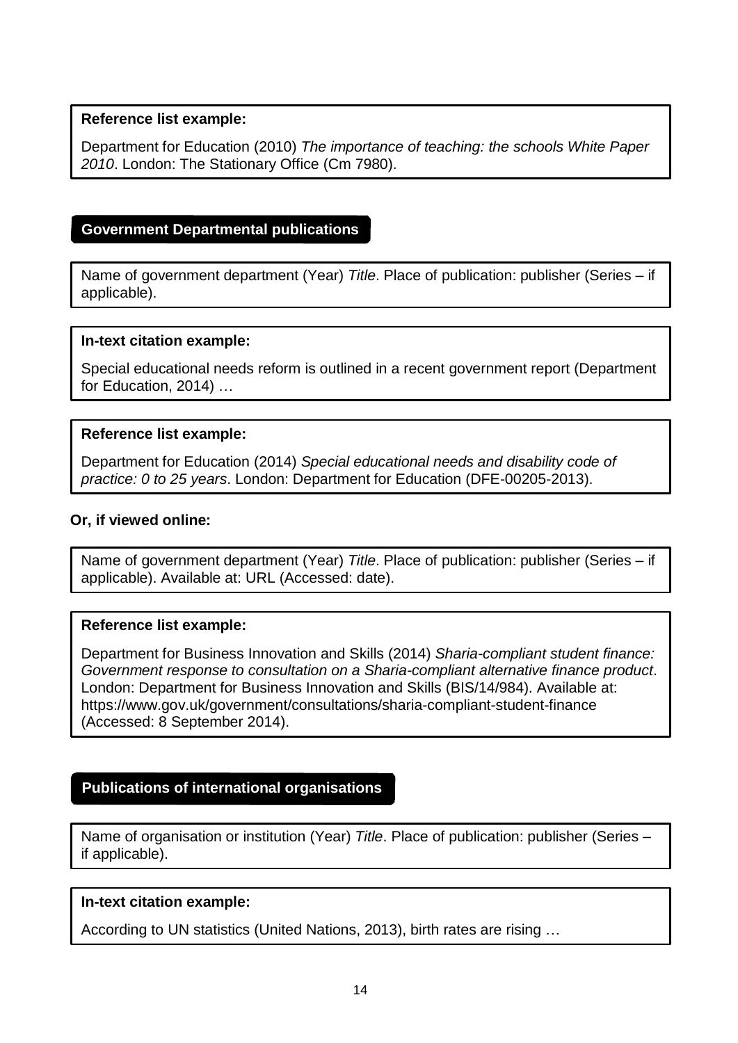**Reference list example:**

Department for Education (2010) *The importance of teaching: the schools White Paper 2010*. London: The Stationary Office (Cm 7980).

## Government Departmental publications

Name of government department (Year) *Title*. Place of publication: publisher (Series – if applicable).

**In-text citation example:**

Special educational needs reform is outlined in a recent government report (Department for Education, 2014) …

**Reference list example:**

Department for Education (2014) *Special educational needs and disability code of practice: 0 to 25 years*. London: Department for Education (DFE-00205-2013).

**Or, if viewed online:**

Name of government department (Year) *Title*. Place of publication: publisher (Series – if applicable). Available at: URL (Accessed: date).

**Reference list example:**

Department for Business Innovation and Skills (2014) *Sharia-compliant student finance: Government response to consultation on a Sharia-compliant alternative finance product*. London: Department for Business Innovation and Skills (BIS/14/984). Available at: https://www.gov.uk/government/consultations/sharia-compliant-student-finance (Accessed: 8 September 2014).

## Publications of international organisations

Name of organisation or institution (Year) *Title*. Place of publication: publisher (Series – if applicable).

**In-text citation example:**

According to UN statistics (United Nations, 2013), birth rates are rising …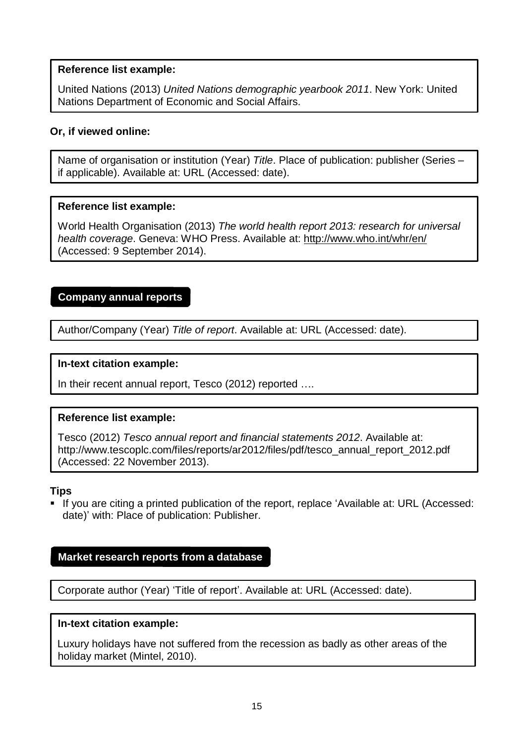**Reference list example:**

United Nations (2013) *United Nations demographic yearbook 2011*. New York: United Nations Department of Economic and Social Affairs.

**Or, if viewed online:**

Name of organisation or institution (Year) *Title*. Place of publication: publisher (Series – if applicable). Available at: URL (Accessed: date).

**Reference list example:**

World Health Organisation (2013) *The world health report 2013: research for universal health coverage*. Geneva: WHO Press. Available at: http://www.who.int/whr/en/ (Accessed: 9 September 2014).

### Company annual reports

Author/Company (Year) *Title of report*. Available at: URL (Accessed: date).

**In-text citation example:**

In their recent annual report, Tesco (2012) reported ….

**Reference list example:**

Tesco (2012) *Tesco annual report and financial statements 2012*. Available at: http://www.tescoplc.com/files/reports/ar2012/files/pdf/tesco_annual_report_2012.pdf (Accessed: 22 November 2013).

**Tips**

- If you are citing a printed publication of the report, replace 'Available at: URL (Accessed: date)' with: Place of publication: Publisher.

### Market research reports from a database

Corporate author (Year) 'Title of report'. Available at: URL (Accessed: date).

**In-text citation example:**

Luxury holidays have not suffered from the recession as badly as other areas of the holiday market (Mintel, 2010).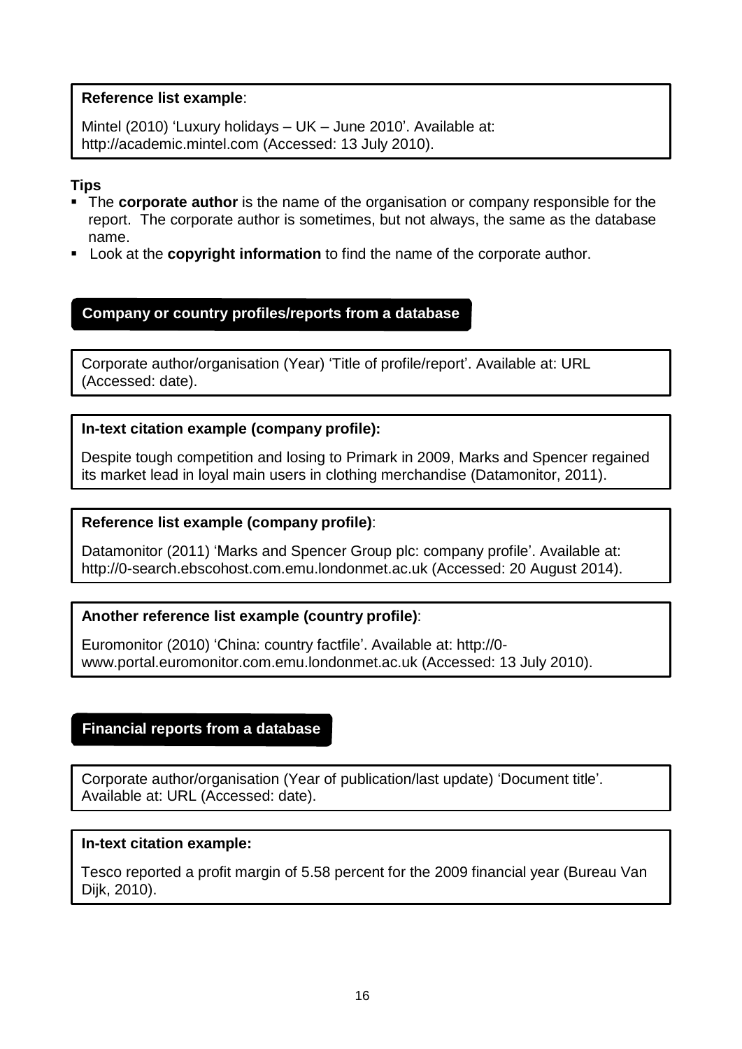**Reference list example**:

Mintel (2010) 'Luxury holidays – UK – June 2010'. Available at: http://academic.mintel.com (Accessed: 13 July 2010).

**Tips**

- The **corporate author** is the name of the organisation or company responsible for the report. The corporate author is sometimes, but not always, the same as the database name.
- Look at the **copyright information** to find the name of the corporate author.

## Company or country profiles/reports from a database

Corporate author/organisation (Year) 'Title of profile/report'. Available at: URL (Accessed: date).

**In-text citation example (company profile):**

Despite tough competition and losing to Primark in 2009, Marks and Spencer regained its market lead in loyal main users in clothing merchandise (Datamonitor, 2011).

**Reference list example (company profile)**:

Datamonitor (2011) 'Marks and Spencer Group plc: company profile'. Available at: http://0-search.ebscohost.com.emu.londonmet.ac.uk (Accessed: 20 August 2014).

**Another reference list example (country profile)**:

Euromonitor (2010) 'China: country factfile'. Available at: http://0-www.portal.euromonitor.com.emu.londonmet.ac.uk (Accessed: 13 July 2010).

## Financial reports from a database

Corporate author/organisation (Year of publication/last update) 'Document title'. Available at: URL (Accessed: date).

**In-text citation example:**

Tesco reported a profit margin of 5.58 percent for the 2009 financial year (Bureau Van Dijk, 2010).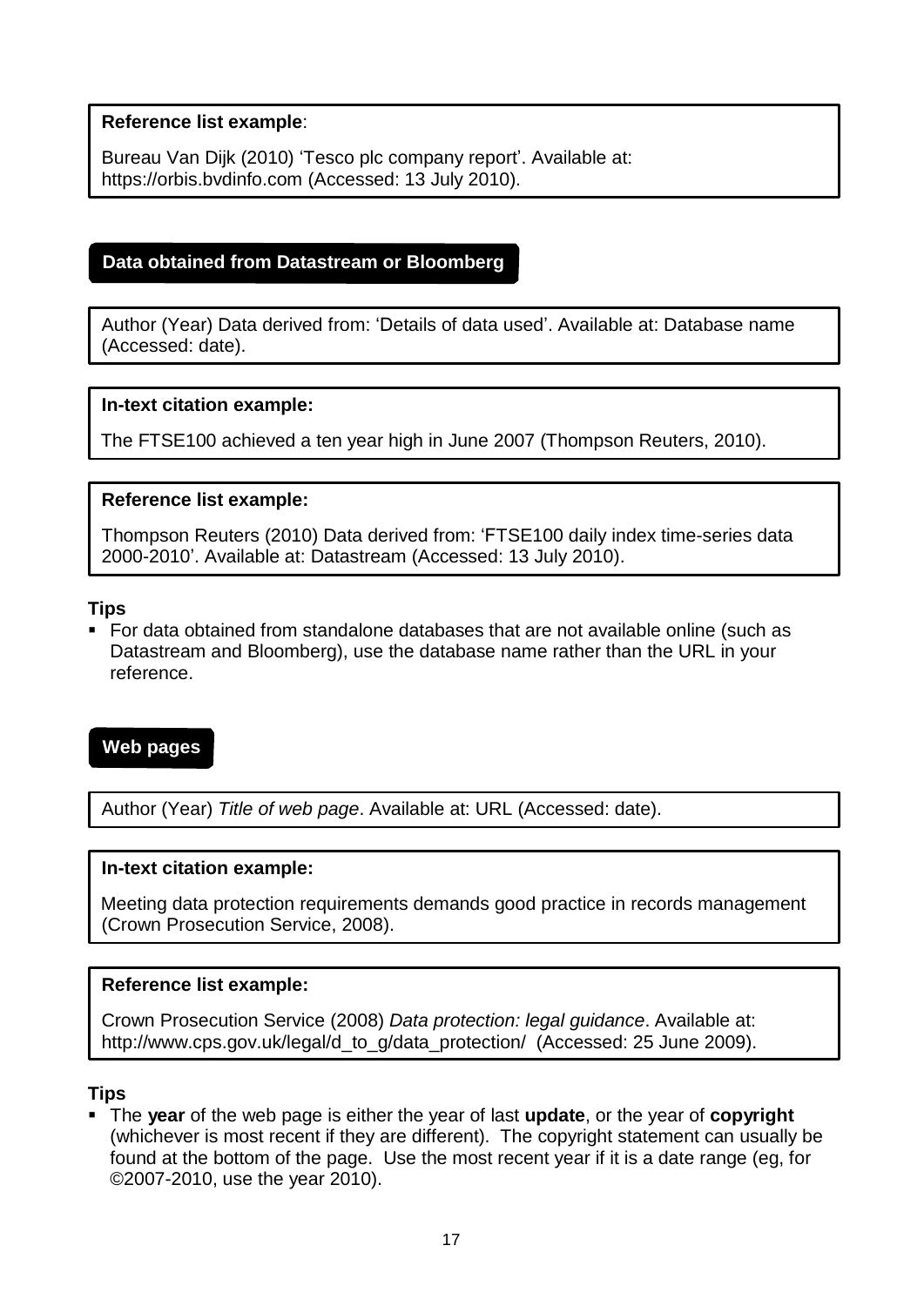**Reference list example**:

Bureau Van Dijk (2010) 'Tesco plc company report'. Available at: https://orbis.bvdinfo.com (Accessed: 13 July 2010).

## Data obtained from Datastream or Bloomberg

Author (Year) Data derived from: 'Details of data used'. Available at: Database name (Accessed: date).

**In-text citation example:**

The FTSE100 achieved a ten year high in June 2007 (Thompson Reuters, 2010).

**Reference list example:**

Thompson Reuters (2010) Data derived from: 'FTSE100 daily index time-series data 2000-2010'. Available at: Datastream (Accessed: 13 July 2010).

**Tips**

- For data obtained from standalone databases that are not available online (such as Datastream and Bloomberg), use the database name rather than the URL in your reference.

## Web pages

Author (Year) *Title of web page*. Available at: URL (Accessed: date).

**In-text citation example:**

Meeting data protection requirements demands good practice in records management (Crown Prosecution Service, 2008).

**Reference list example:**

Crown Prosecution Service (2008) *Data protection: legal guidance*. Available at: http://www.cps.gov.uk/legal/d_to_g/data_protection/ (Accessed: 25 June 2009).

**Tips**

- The **year** of the web page is either the year of last **update**, or the year of **copyright** (whichever is most recent if they are different). The copyright statement can usually be found at the bottom of the page. Use the most recent year if it is a date range (eg, for ©2007-2010, use the year 2010).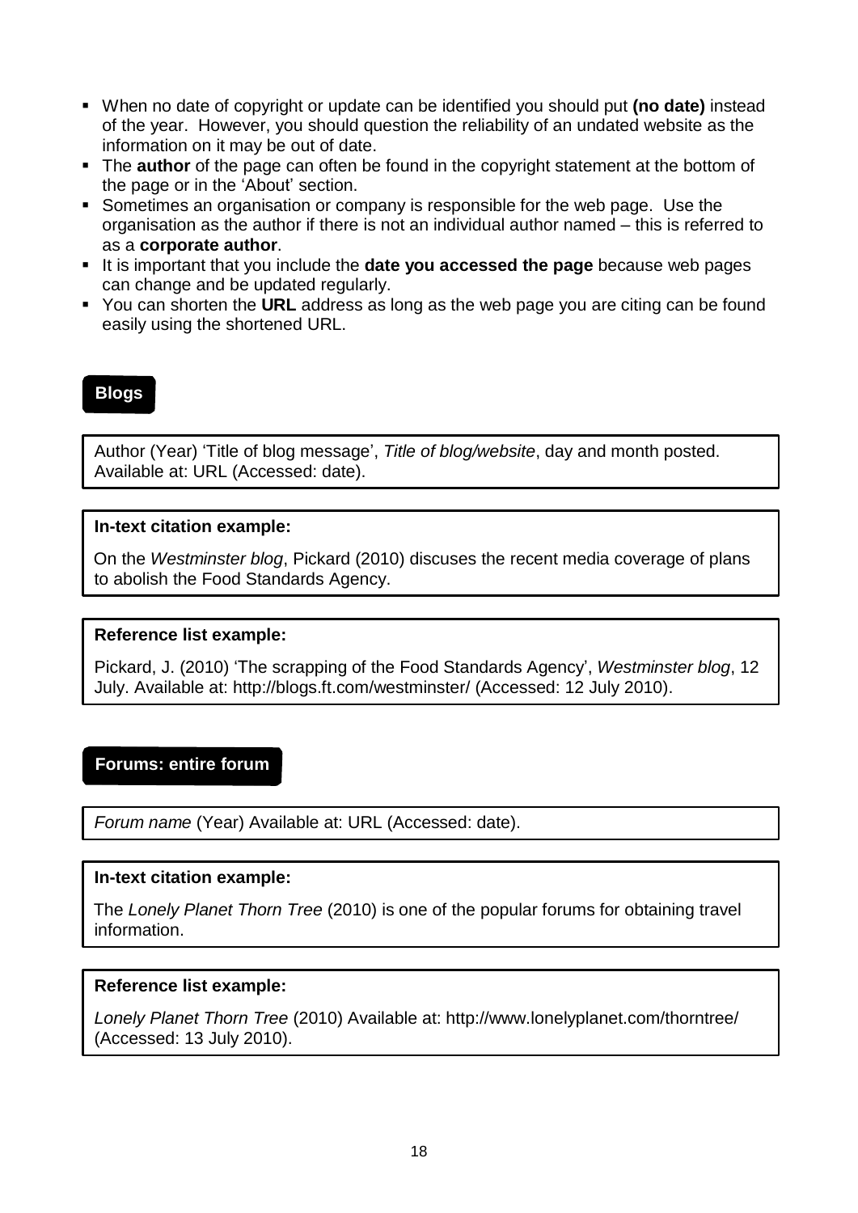- When no date of copyright or update can be identified you should put **(no date)** instead of the year. However, you should question the reliability of an undated website as the information on it may be out of date.
- The **author** of the page can often be found in the copyright statement at the bottom of the page or in the 'About' section.
- Sometimes an organisation or company is responsible for the web page. Use the organisation as the author if there is not an individual author named – this is referred to as a **corporate author**.
- It is important that you include the **date you accessed the page** because web pages can change and be updated regularly.
- You can shorten the **URL** address as long as the web page you are citing can be found easily using the shortened URL.

## Blogs

Author (Year) 'Title of blog message', *Title of blog/website*, day and month posted. Available at: URL (Accessed: date).

**In-text citation example:**

On the *Westminster blog*, Pickard (2010) discuses the recent media coverage of plans to abolish the Food Standards Agency.

**Reference list example:**

Pickard, J. (2010) 'The scrapping of the Food Standards Agency', *Westminster blog*, 12 July. Available at: http://blogs.ft.com/westminster/ (Accessed: 12 July 2010).

## Forums: entire forum

*Forum name* (Year) Available at: URL (Accessed: date).

**In-text citation example:**

The *Lonely Planet Thorn Tree* (2010) is one of the popular forums for obtaining travel information.

**Reference list example:**

*Lonely Planet Thorn Tree* (2010) Available at: http://www.lonelyplanet.com/thorntree/ (Accessed: 13 July 2010).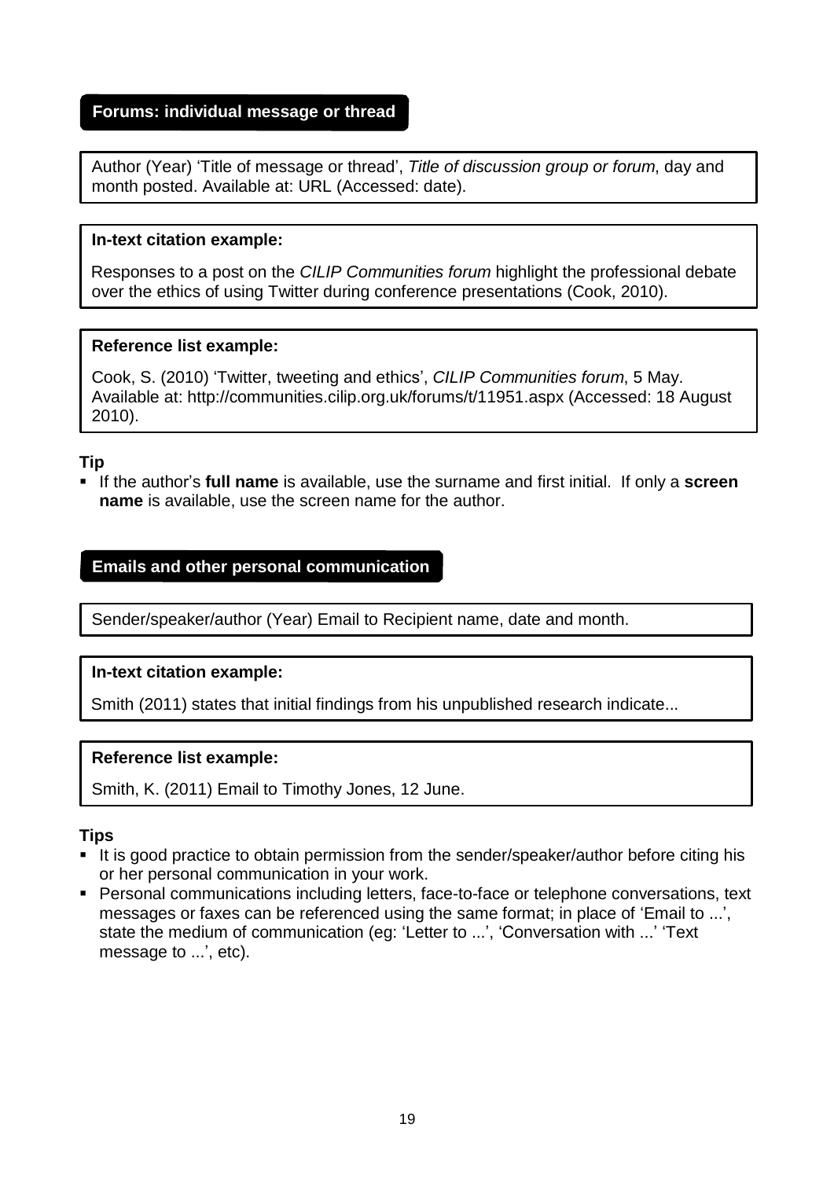## Forums: individual message or thread

Author (Year) 'Title of message or thread', *Title of discussion group or forum*, day and month posted. Available at: URL (Accessed: date).

**In-text citation example:**

Responses to a post on the *CILIP Communities forum* highlight the professional debate over the ethics of using Twitter during conference presentations (Cook, 2010).

**Reference list example:**

Cook, S. (2010) 'Twitter, tweeting and ethics', *CILIP Communities forum*, 5 May. Available at: http://communities.cilip.org.uk/forums/t/11951.aspx (Accessed: 18 August 2010).

**Tip**

- If the author's **full name** is available, use the surname and first initial. If only a **screen name** is available, use the screen name for the author.

## Emails and other personal communication

Sender/speaker/author (Year) Email to Recipient name, date and month.

**In-text citation example:**

Smith (2011) states that initial findings from his unpublished research indicate...

**Reference list example:**

Smith, K. (2011) Email to Timothy Jones, 12 June.

**Tips**

- It is good practice to obtain permission from the sender/speaker/author before citing his or her personal communication in your work.
- Personal communications including letters, face-to-face or telephone conversations, text messages or faxes can be referenced using the same format; in place of 'Email to ...', state the medium of communication (eg: 'Letter to ...', 'Conversation with ...' 'Text message to ...', etc).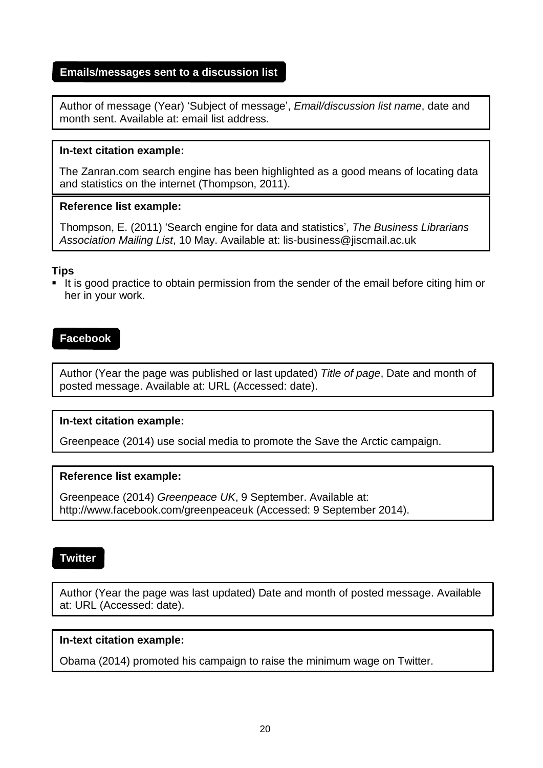## Emails/messages sent to a discussion list

Author of message (Year) 'Subject of message', *Email/discussion list name*, date and month sent. Available at: email list address.

**In-text citation example:**

The Zanran.com search engine has been highlighted as a good means of locating data and statistics on the internet (Thompson, 2011).

**Reference list example:**

Thompson, E. (2011) 'Search engine for data and statistics', *The Business Librarians Association Mailing List*, 10 May. Available at: lis-business@jiscmail.ac.uk

**Tips**

- It is good practice to obtain permission from the sender of the email before citing him or her in your work.

## Facebook

Author (Year the page was published or last updated) *Title of page*, Date and month of posted message. Available at: URL (Accessed: date).

**In-text citation example:**

Greenpeace (2014) use social media to promote the Save the Arctic campaign.

**Reference list example:**

Greenpeace (2014) *Greenpeace UK*, 9 September. Available at: http://www.facebook.com/greenpeaceuk (Accessed: 9 September 2014).

## Twitter

Author (Year the page was last updated) Date and month of posted message. Available at: URL (Accessed: date).

**In-text citation example:**

Obama (2014) promoted his campaign to raise the minimum wage on Twitter.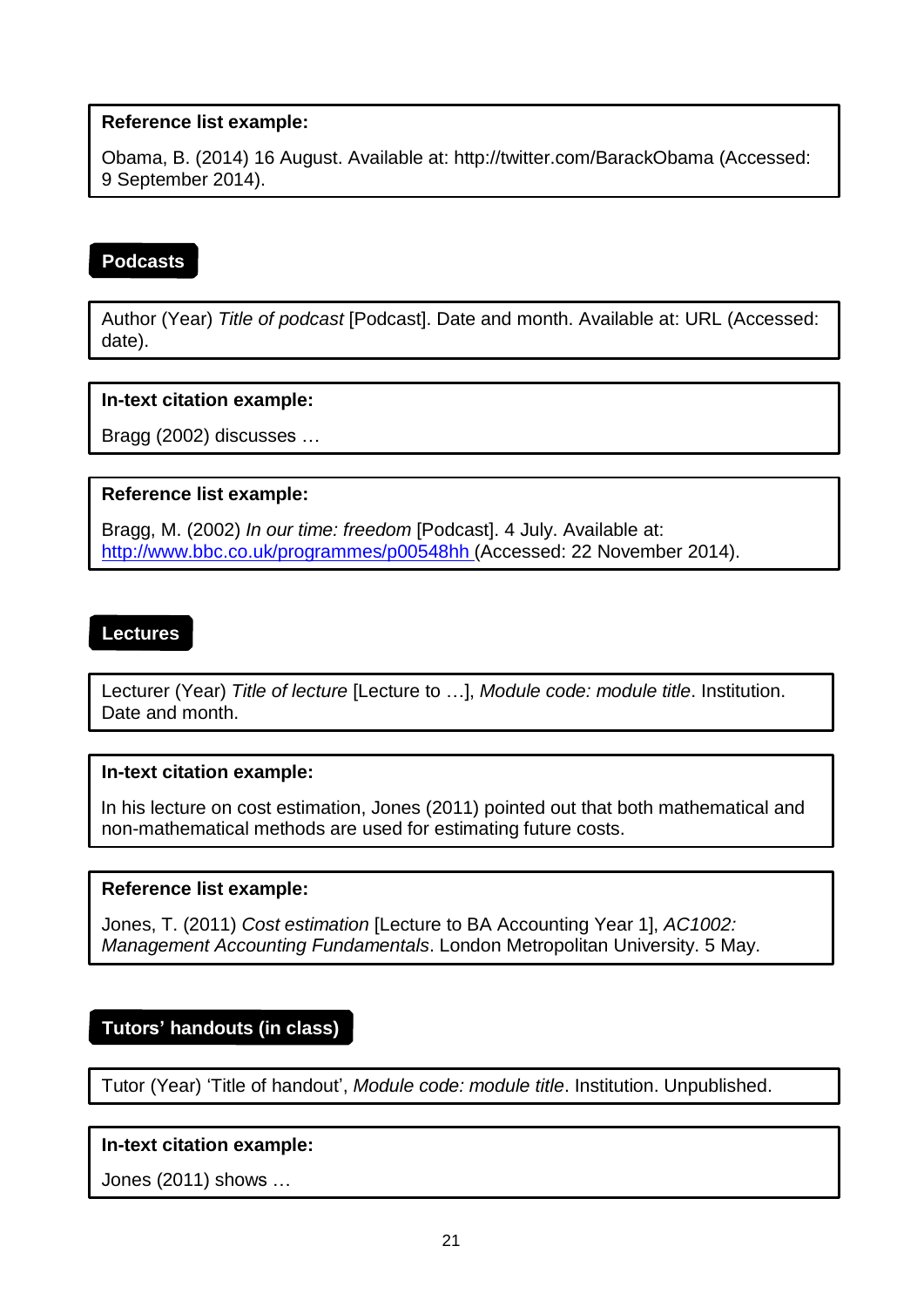**Reference list example:**

Obama, B. (2014) 16 August. Available at: http://twitter.com/BarackObama (Accessed: 9 September 2014).

## Podcasts

Author (Year) *Title of podcast* [Podcast]. Date and month. Available at: URL (Accessed: date).

**In-text citation example:**

Bragg (2002) discusses …

**Reference list example:**

Bragg, M. (2002) *In our time: freedom* [Podcast]. 4 July. Available at: http://www.bbc.co.uk/programmes/p00548hh (Accessed: 22 November 2014).

## Lectures

Lecturer (Year) *Title of lecture* [Lecture to …], *Module code: module title*. Institution. Date and month.

**In-text citation example:**

In his lecture on cost estimation, Jones (2011) pointed out that both mathematical and non-mathematical methods are used for estimating future costs.

**Reference list example:**

Jones, T. (2011) *Cost estimation* [Lecture to BA Accounting Year 1], *AC1002: Management Accounting Fundamentals*. London Metropolitan University. 5 May.

## Tutors' handouts (in class)

Tutor (Year) 'Title of handout', *Module code: module title*. Institution. Unpublished.

**In-text citation example:**

Jones (2011) shows …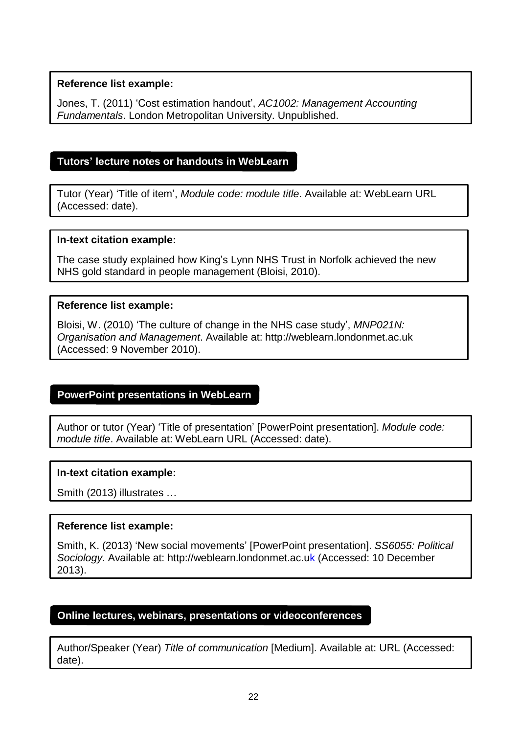**Reference list example:**

Jones, T. (2011) 'Cost estimation handout', *AC1002: Management Accounting Fundamentals*. London Metropolitan University. Unpublished.

### Tutors' lecture notes or handouts in WebLearn

Tutor (Year) 'Title of item', *Module code: module title*. Available at: WebLearn URL (Accessed: date).

**In-text citation example:**

The case study explained how King's Lynn NHS Trust in Norfolk achieved the new NHS gold standard in people management (Bloisi, 2010).

**Reference list example:**

Bloisi, W. (2010) 'The culture of change in the NHS case study', *MNP021N: Organisation and Management*. Available at: http://weblearn.londonmet.ac.uk (Accessed: 9 November 2010).

### PowerPoint presentations in WebLearn

Author or tutor (Year) 'Title of presentation' [PowerPoint presentation]. *Module code: module title*. Available at: WebLearn URL (Accessed: date).

**In-text citation example:**

Smith (2013) illustrates …

**Reference list example:**

Smith, K. (2013) 'New social movements' [PowerPoint presentation]. *SS6055: Political Sociology*. Available at: http://weblearn.londonmet.ac.uk (Accessed: 10 December 2013).

### Online lectures, webinars, presentations or videoconferences

Author/Speaker (Year) *Title of communication* [Medium]. Available at: URL (Accessed: date).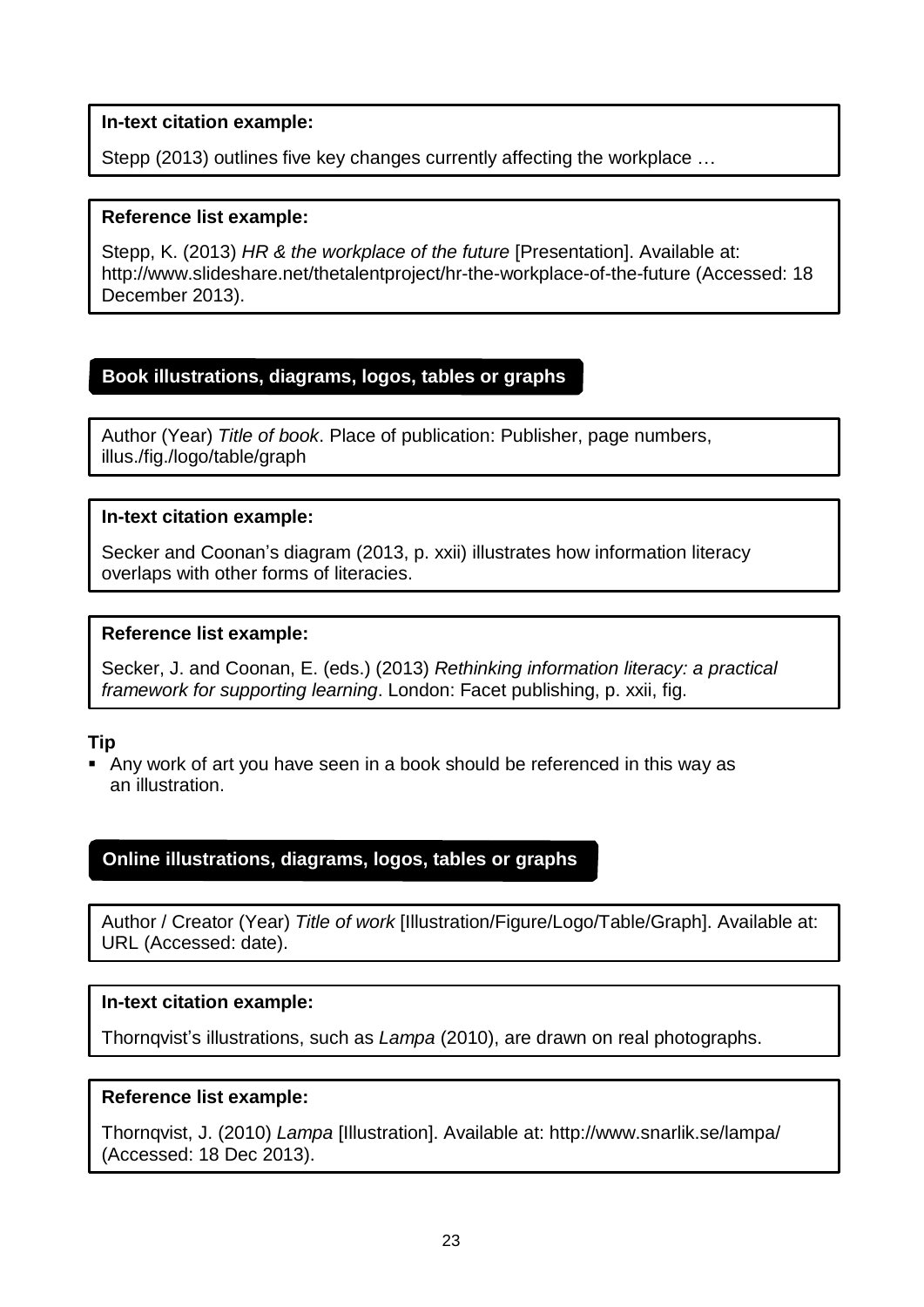**In-text citation example:**

Stepp (2013) outlines five key changes currently affecting the workplace …

**Reference list example:**

Stepp, K. (2013) *HR & the workplace of the future* [Presentation]. Available at: http://www.slideshare.net/thetalentproject/hr-the-workplace-of-the-future (Accessed: 18 December 2013).

## Book illustrations, diagrams, logos, tables or graphs

Author (Year) *Title of book*. Place of publication: Publisher, page numbers, illus./fig./logo/table/graph

**In-text citation example:**

Secker and Coonan's diagram (2013, p. xxii) illustrates how information literacy overlaps with other forms of literacies.

**Reference list example:**

Secker, J. and Coonan, E. (eds.) (2013) *Rethinking information literacy: a practical framework for supporting learning*. London: Facet publishing, p. xxii, fig.

**Tip**

- Any work of art you have seen in a book should be referenced in this way as an illustration.

## Online illustrations, diagrams, logos, tables or graphs

Author / Creator (Year) *Title of work* [Illustration/Figure/Logo/Table/Graph]. Available at: URL (Accessed: date).

**In-text citation example:**

Thornqvist's illustrations, such as *Lampa* (2010), are drawn on real photographs.

**Reference list example:**

Thornqvist, J. (2010) *Lampa* [Illustration]. Available at: http://www.snarlik.se/lampa/ (Accessed: 18 Dec 2013).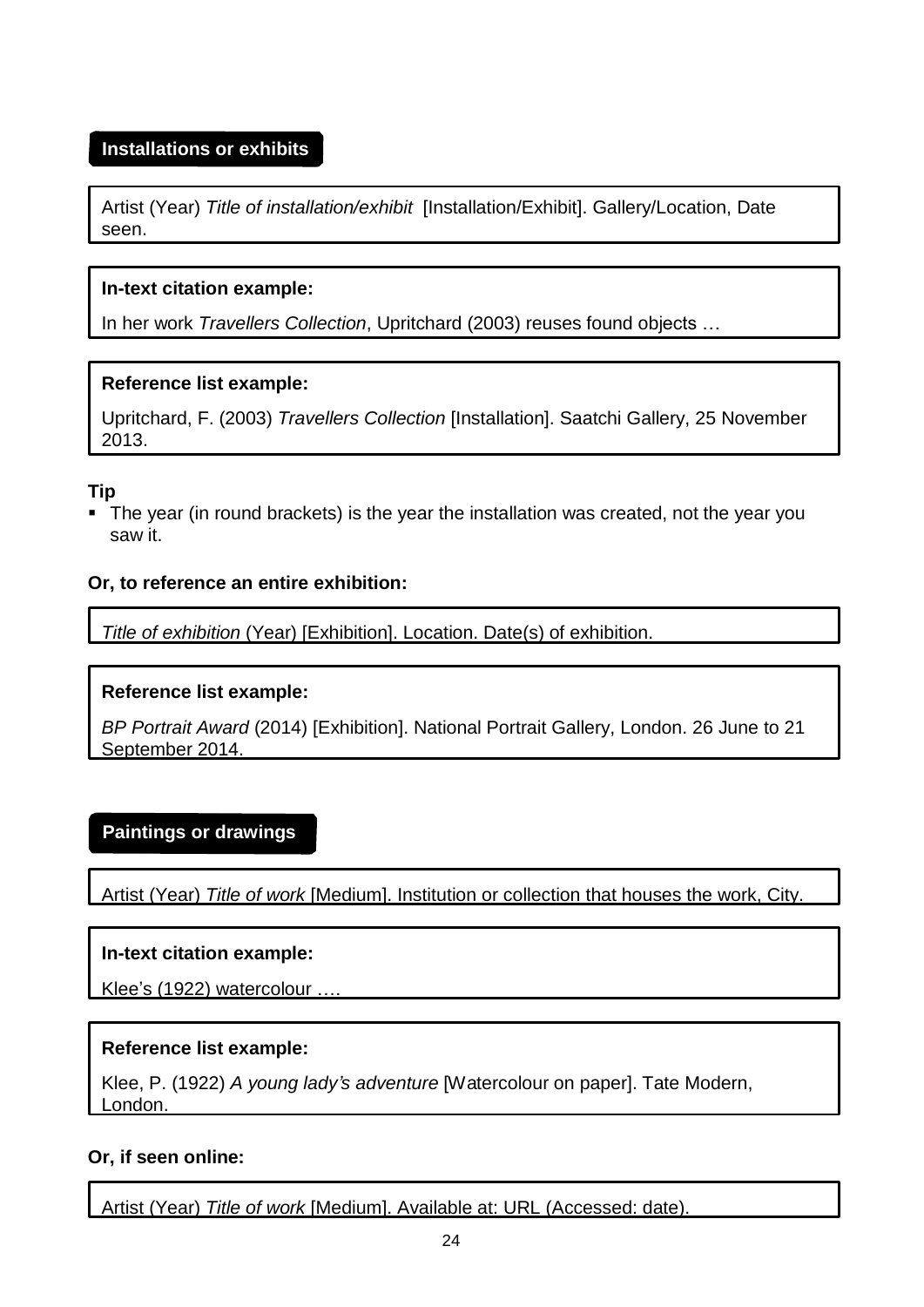## Installations or exhibits

Artist (Year) *Title of installation/exhibit* [Installation/Exhibit]. Gallery/Location, Date seen.

**In-text citation example:**

In her work *Travellers Collection*, Upritchard (2003) reuses found objects …

**Reference list example:**

Upritchard, F. (2003) *Travellers Collection* [Installation]. Saatchi Gallery, 25 November 2013.

**Tip**

- The year (in round brackets) is the year the installation was created, not the year you saw it.

**Or, to reference an entire exhibition:**

*Title of exhibition* (Year) [Exhibition]. Location. Date(s) of exhibition.

**Reference list example:**

*BP Portrait Award* (2014) [Exhibition]. National Portrait Gallery, London. 26 June to 21 September 2014.

## Paintings or drawings

Artist (Year) *Title of work* [Medium]. Institution or collection that houses the work, City.

**In-text citation example:**

Klee's (1922) watercolour ….

**Reference list example:**

Klee, P. (1922) *A young lady's adventure* [Watercolour on paper]. Tate Modern, London.

**Or, if seen online:**

Artist (Year) *Title of work* [Medium]. Available at: URL (Accessed: date).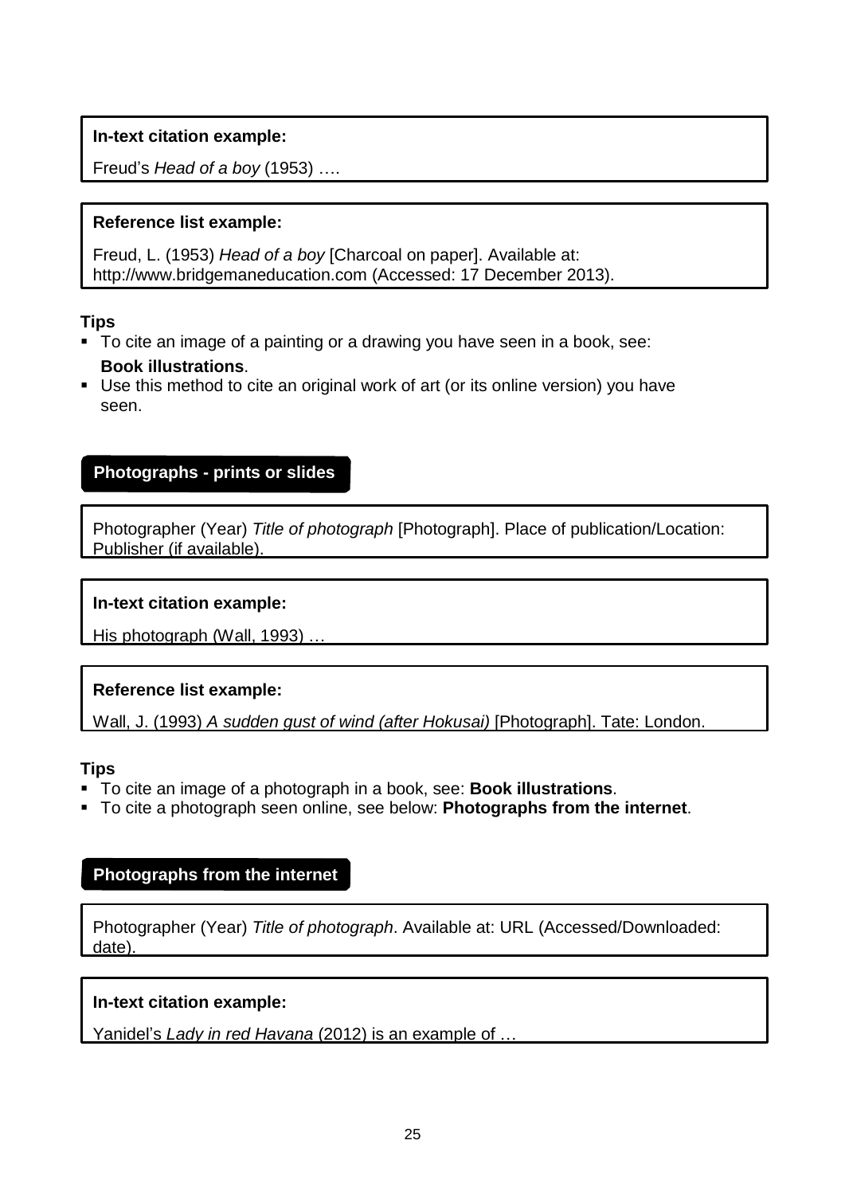**In-text citation example:**

Freud's *Head of a boy* (1953) ….

**Reference list example:**

Freud, L. (1953) *Head of a boy* [Charcoal on paper]. Available at: http://www.bridgemaneducation.com (Accessed: 17 December 2013).

**Tips**

- To cite an image of a painting or a drawing you have seen in a book, see: **Book illustrations**.
- Use this method to cite an original work of art (or its online version) you have seen.

## Photographs - prints or slides

Photographer (Year) *Title of photograph* [Photograph]. Place of publication/Location: Publisher (if available).

**In-text citation example:**

His photograph (Wall, 1993) …

**Reference list example:**

Wall, J. (1993) *A sudden gust of wind (after Hokusai)* [Photograph]. Tate: London.

**Tips**

- To cite an image of a photograph in a book, see: **Book illustrations**.
- To cite a photograph seen online, see below: **Photographs from the internet**.

## Photographs from the internet

Photographer (Year) *Title of photograph*. Available at: URL (Accessed/Downloaded: date).

**In-text citation example:**

Yanidel's *Lady in red Havana* (2012) is an example of …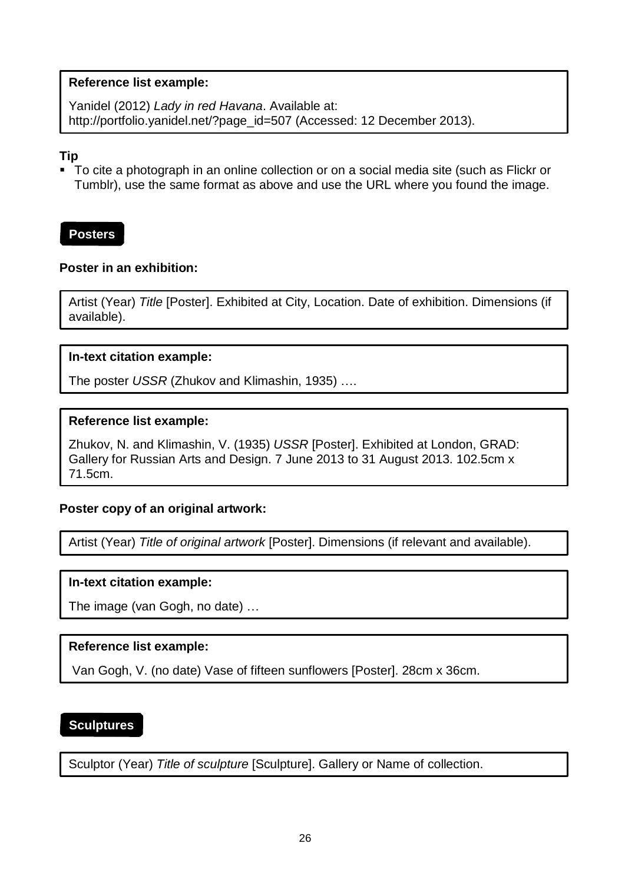**Reference list example:**

Yanidel (2012) *Lady in red Havana*. Available at: http://portfolio.yanidel.net/?page_id=507 (Accessed: 12 December 2013).

**Tip**

- To cite a photograph in an online collection or on a social media site (such as Flickr or Tumblr), use the same format as above and use the URL where you found the image.

## Posters

**Poster in an exhibition:**

Artist (Year) *Title* [Poster]. Exhibited at City, Location. Date of exhibition. Dimensions (if available).

**In-text citation example:**

The poster *USSR* (Zhukov and Klimashin, 1935) ….

**Reference list example:**

Zhukov, N. and Klimashin, V. (1935) *USSR* [Poster]. Exhibited at London, GRAD: Gallery for Russian Arts and Design. 7 June 2013 to 31 August 2013. 102.5cm x 71.5cm.

**Poster copy of an original artwork:**

Artist (Year) *Title of original artwork* [Poster]. Dimensions (if relevant and available).

**In-text citation example:**

The image (van Gogh, no date) …

**Reference list example:**

Van Gogh, V. (no date) Vase of fifteen sunflowers [Poster]. 28cm x 36cm.

## Sculptures

Sculptor (Year) *Title of sculpture* [Sculpture]. Gallery or Name of collection.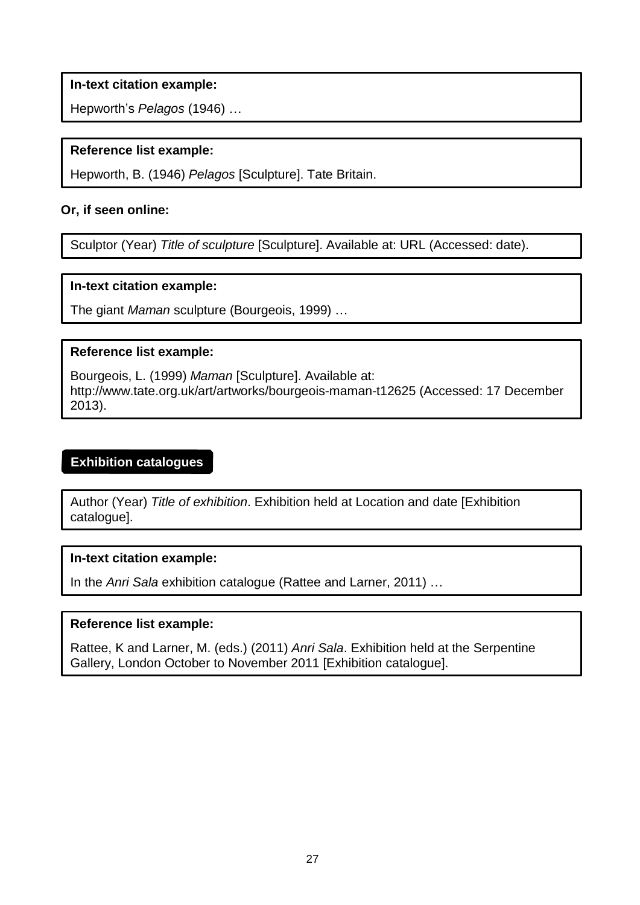**In-text citation example:**

Hepworth's *Pelagos* (1946) …

**Reference list example:**

Hepworth, B. (1946) *Pelagos* [Sculpture]. Tate Britain.

**Or, if seen online:**

Sculptor (Year) *Title of sculpture* [Sculpture]. Available at: URL (Accessed: date).

**In-text citation example:**

The giant *Maman* sculpture (Bourgeois, 1999) …

**Reference list example:**

Bourgeois, L. (1999) *Maman* [Sculpture]. Available at: http://www.tate.org.uk/art/artworks/bourgeois-maman-t12625 (Accessed: 17 December 2013).

## Exhibition catalogues

Author (Year) *Title of exhibition*. Exhibition held at Location and date [Exhibition catalogue].

**In-text citation example:**

In the *Anri Sala* exhibition catalogue (Rattee and Larner, 2011) …

**Reference list example:**

Rattee, K and Larner, M. (eds.) (2011) *Anri Sala*. Exhibition held at the Serpentine Gallery, London October to November 2011 [Exhibition catalogue].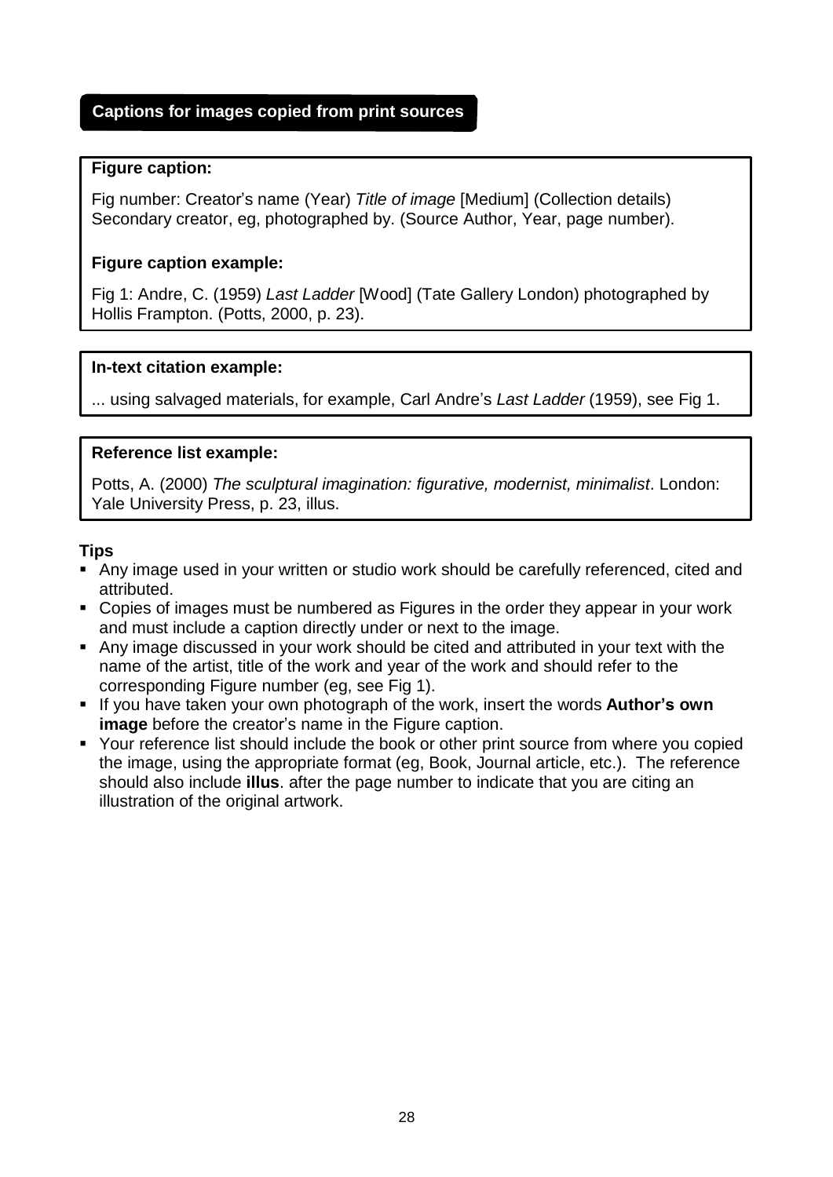## Captions for images copied from print sources

**Figure caption:**

Fig number: Creator's name (Year) *Title of image* [Medium] (Collection details) Secondary creator, eg, photographed by. (Source Author, Year, page number).

**Figure caption example:**

Fig 1: Andre, C. (1959) *Last Ladder* [Wood] (Tate Gallery London) photographed by Hollis Frampton. (Potts, 2000, p. 23).

**In-text citation example:**

... using salvaged materials, for example, Carl Andre's *Last Ladder* (1959), see Fig 1.

**Reference list example:**

Potts, A. (2000) *The sculptural imagination: figurative, modernist, minimalist*. London: Yale University Press, p. 23, illus.

**Tips**

- Any image used in your written or studio work should be carefully referenced, cited and attributed.
- Copies of images must be numbered as Figures in the order they appear in your work and must include a caption directly under or next to the image.
- Any image discussed in your work should be cited and attributed in your text with the name of the artist, title of the work and year of the work and should refer to the corresponding Figure number (eg, see Fig 1).
- If you have taken your own photograph of the work, insert the words **Author's own image** before the creator's name in the Figure caption.
- Your reference list should include the book or other print source from where you copied the image, using the appropriate format (eg, Book, Journal article, etc.). The reference should also include **illus**. after the page number to indicate that you are citing an illustration of the original artwork.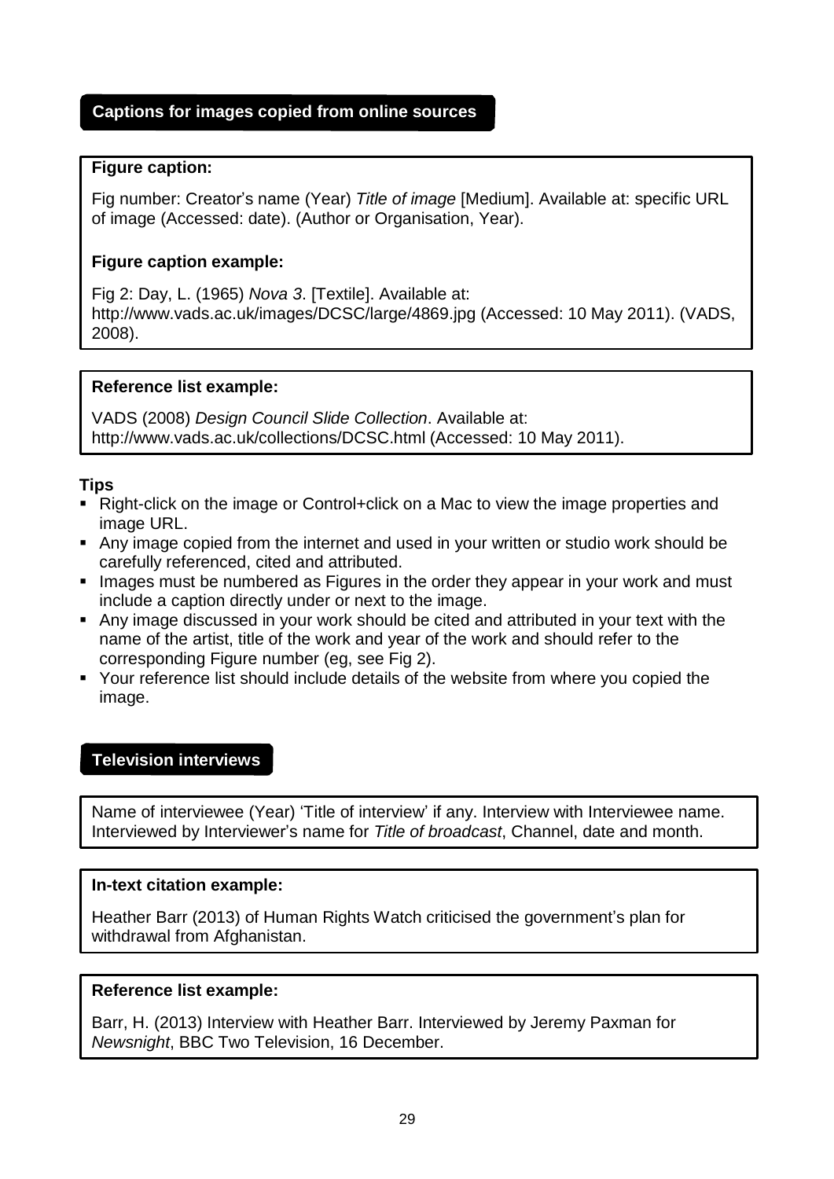## Captions for images copied from online sources

**Figure caption:**

Fig number: Creator's name (Year) *Title of image* [Medium]. Available at: specific URL of image (Accessed: date). (Author or Organisation, Year).

**Figure caption example:**

Fig 2: Day, L. (1965) *Nova 3*. [Textile]. Available at: http://www.vads.ac.uk/images/DCSC/large/4869.jpg (Accessed: 10 May 2011). (VADS, 2008).

**Reference list example:**

VADS (2008) *Design Council Slide Collection*. Available at: http://www.vads.ac.uk/collections/DCSC.html (Accessed: 10 May 2011).

**Tips**

- Right-click on the image or Control+click on a Mac to view the image properties and image URL.
- Any image copied from the internet and used in your written or studio work should be carefully referenced, cited and attributed.
- Images must be numbered as Figures in the order they appear in your work and must include a caption directly under or next to the image.
- Any image discussed in your work should be cited and attributed in your text with the name of the artist, title of the work and year of the work and should refer to the corresponding Figure number (eg, see Fig 2).
- Your reference list should include details of the website from where you copied the image.

## Television interviews

Name of interviewee (Year) 'Title of interview' if any. Interview with Interviewee name. Interviewed by Interviewer's name for *Title of broadcast*, Channel, date and month.

**In-text citation example:**

Heather Barr (2013) of Human Rights Watch criticised the government's plan for withdrawal from Afghanistan.

**Reference list example:**

Barr, H. (2013) Interview with Heather Barr. Interviewed by Jeremy Paxman for *Newsnight*, BBC Two Television, 16 December.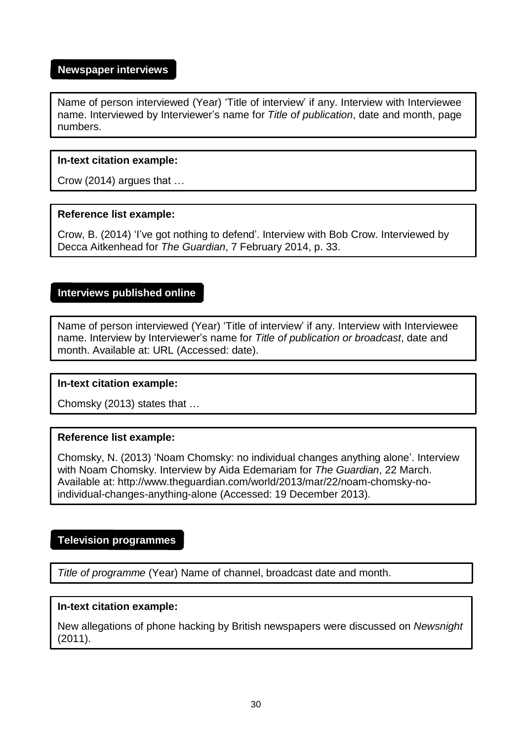## Newspaper interviews

Name of person interviewed (Year) 'Title of interview' if any. Interview with Interviewee name. Interviewed by Interviewer's name for *Title of publication*, date and month, page numbers.

**In-text citation example:**

Crow (2014) argues that …

**Reference list example:**

Crow, B. (2014) 'I've got nothing to defend'. Interview with Bob Crow. Interviewed by Decca Aitkenhead for *The Guardian*, 7 February 2014, p. 33.

## Interviews published online

Name of person interviewed (Year) 'Title of interview' if any. Interview with Interviewee name. Interview by Interviewer's name for *Title of publication or broadcast*, date and month. Available at: URL (Accessed: date).

**In-text citation example:**

Chomsky (2013) states that …

**Reference list example:**

Chomsky, N. (2013) 'Noam Chomsky: no individual changes anything alone'. Interview with Noam Chomsky. Interview by Aida Edemariam for *The Guardian*, 22 March. Available at: http://www.theguardian.com/world/2013/mar/22/noam-chomsky-no-individual-changes-anything-alone (Accessed: 19 December 2013).

## Television programmes

*Title of programme* (Year) Name of channel, broadcast date and month.

**In-text citation example:**

New allegations of phone hacking by British newspapers were discussed on *Newsnight* (2011).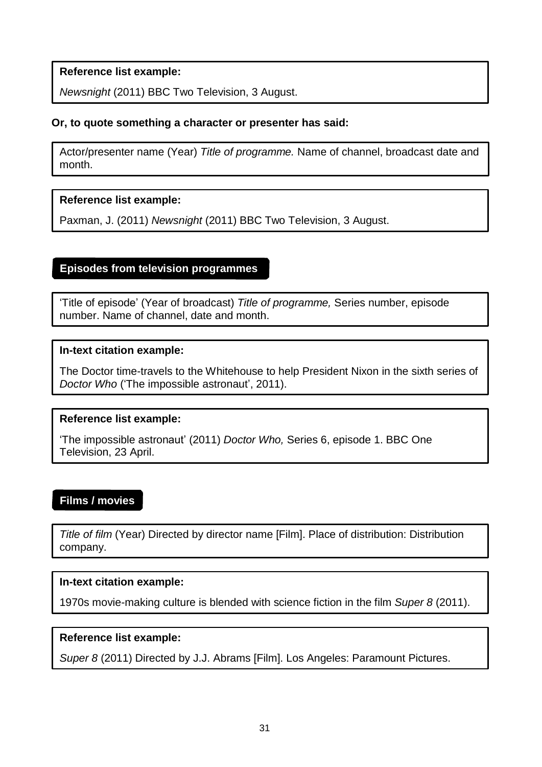**Reference list example:**

*Newsnight* (2011) BBC Two Television, 3 August.

**Or, to quote something a character or presenter has said:**

Actor/presenter name (Year) *Title of programme.* Name of channel, broadcast date and month.

**Reference list example:**

Paxman, J. (2011) *Newsnight* (2011) BBC Two Television, 3 August.

## Episodes from television programmes

'Title of episode' (Year of broadcast) *Title of programme,* Series number, episode number. Name of channel, date and month.

**In-text citation example:**

The Doctor time-travels to the Whitehouse to help President Nixon in the sixth series of *Doctor Who* ('The impossible astronaut', 2011).

**Reference list example:**

'The impossible astronaut' (2011) *Doctor Who,* Series 6, episode 1. BBC One Television, 23 April.

## Films / movies

*Title of film* (Year) Directed by director name [Film]. Place of distribution: Distribution company.

**In-text citation example:**

1970s movie-making culture is blended with science fiction in the film *Super 8* (2011).

**Reference list example:**

*Super 8* (2011) Directed by J.J. Abrams [Film]. Los Angeles: Paramount Pictures.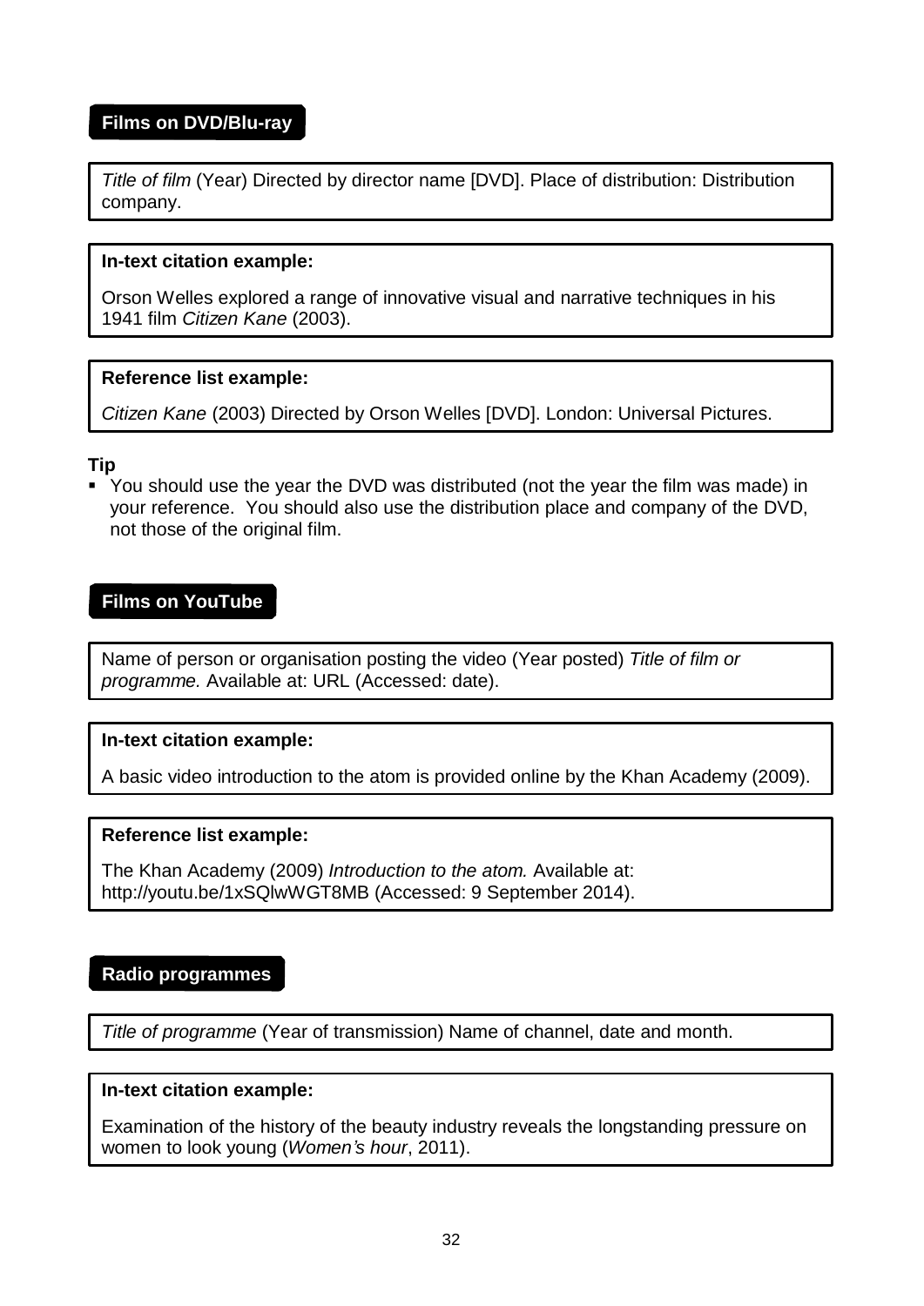## Films on DVD/Blu-ray

*Title of film* (Year) Directed by director name [DVD]. Place of distribution: Distribution company.

**In-text citation example:**

Orson Welles explored a range of innovative visual and narrative techniques in his 1941 film *Citizen Kane* (2003).

**Reference list example:**

*Citizen Kane* (2003) Directed by Orson Welles [DVD]. London: Universal Pictures.

**Tip**

- You should use the year the DVD was distributed (not the year the film was made) in your reference. You should also use the distribution place and company of the DVD, not those of the original film.

## Films on YouTube

Name of person or organisation posting the video (Year posted) *Title of film or programme.* Available at: URL (Accessed: date).

**In-text citation example:**

A basic video introduction to the atom is provided online by the Khan Academy (2009).

**Reference list example:**

The Khan Academy (2009) *Introduction to the atom.* Available at: http://youtu.be/1xSQlwWGT8MB (Accessed: 9 September 2014).

## Radio programmes

*Title of programme* (Year of transmission) Name of channel, date and month.

**In-text citation example:**

Examination of the history of the beauty industry reveals the longstanding pressure on women to look young (*Women's hour*, 2011).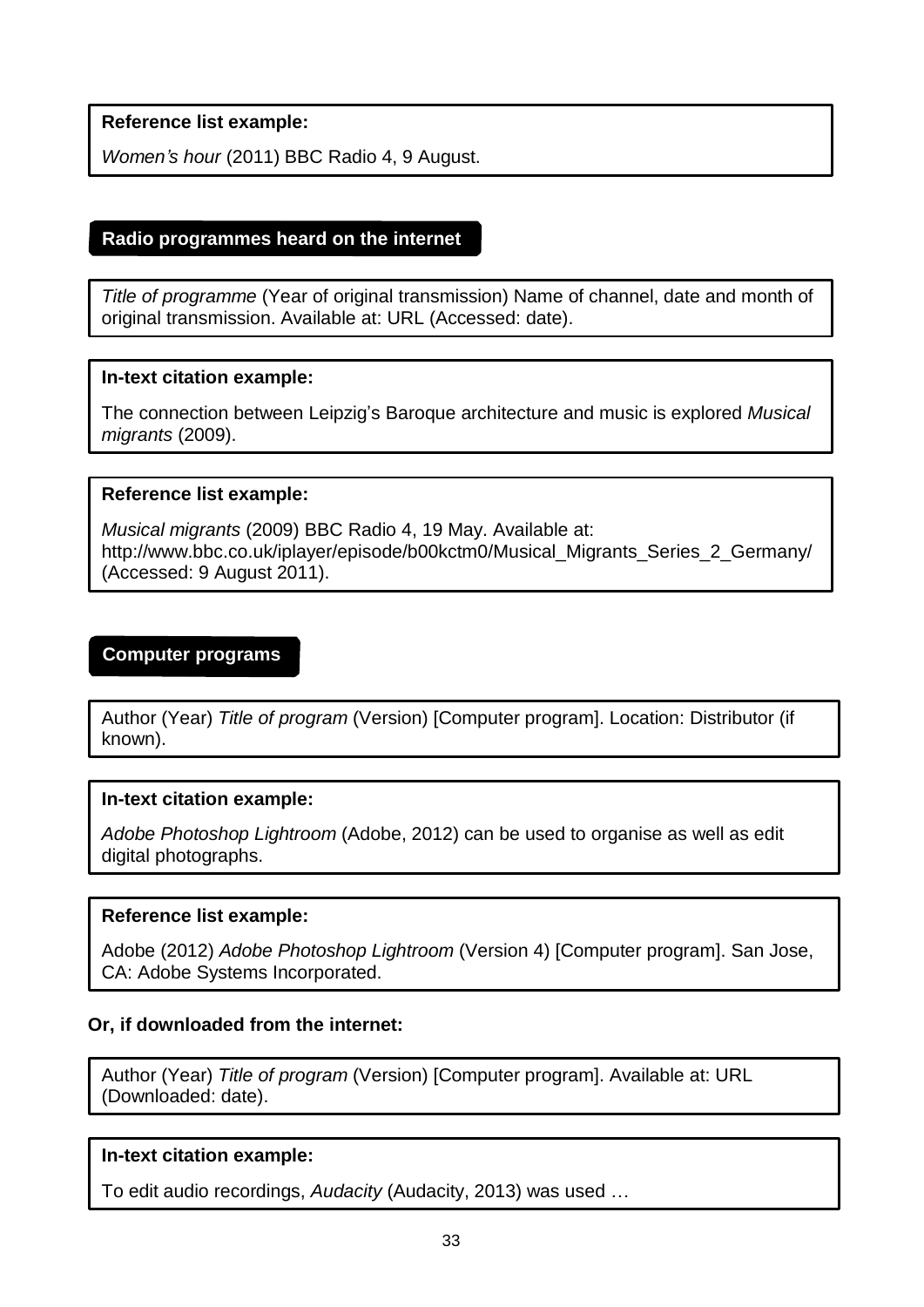**Reference list example:**

*Women's hour* (2011) BBC Radio 4, 9 August.

## Radio programmes heard on the internet

*Title of programme* (Year of original transmission) Name of channel, date and month of original transmission. Available at: URL (Accessed: date).

**In-text citation example:**

The connection between Leipzig's Baroque architecture and music is explored *Musical migrants* (2009).

**Reference list example:**

*Musical migrants* (2009) BBC Radio 4, 19 May. Available at: http://www.bbc.co.uk/iplayer/episode/b00kctm0/Musical_Migrants_Series_2_Germany/ (Accessed: 9 August 2011).

## Computer programs

Author (Year) *Title of program* (Version) [Computer program]. Location: Distributor (if known).

**In-text citation example:**

*Adobe Photoshop Lightroom* (Adobe, 2012) can be used to organise as well as edit digital photographs.

**Reference list example:**

Adobe (2012) *Adobe Photoshop Lightroom* (Version 4) [Computer program]. San Jose, CA: Adobe Systems Incorporated.

**Or, if downloaded from the internet:**

Author (Year) *Title of program* (Version) [Computer program]. Available at: URL (Downloaded: date).

**In-text citation example:**

To edit audio recordings, *Audacity* (Audacity, 2013) was used …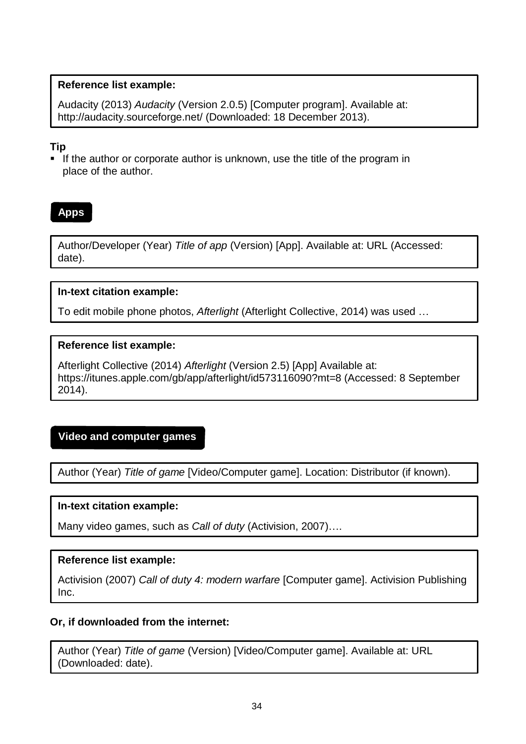**Reference list example:**

Audacity (2013) *Audacity* (Version 2.0.5) [Computer program]. Available at: http://audacity.sourceforge.net/ (Downloaded: 18 December 2013).

**Tip**

- If the author or corporate author is unknown, use the title of the program in place of the author.

## Apps

Author/Developer (Year) *Title of app* (Version) [App]. Available at: URL (Accessed: date).

**In-text citation example:**

To edit mobile phone photos, *Afterlight* (Afterlight Collective, 2014) was used …

**Reference list example:**

Afterlight Collective (2014) *Afterlight* (Version 2.5) [App] Available at: https://itunes.apple.com/gb/app/afterlight/id573116090?mt=8 (Accessed: 8 September 2014).

## Video and computer games

Author (Year) *Title of game* [Video/Computer game]. Location: Distributor (if known).

**In-text citation example:**

Many video games, such as *Call of duty* (Activision, 2007)….

**Reference list example:**

Activision (2007) *Call of duty 4: modern warfare* [Computer game]. Activision Publishing Inc.

**Or, if downloaded from the internet:**

Author (Year) *Title of game* (Version) [Video/Computer game]. Available at: URL (Downloaded: date).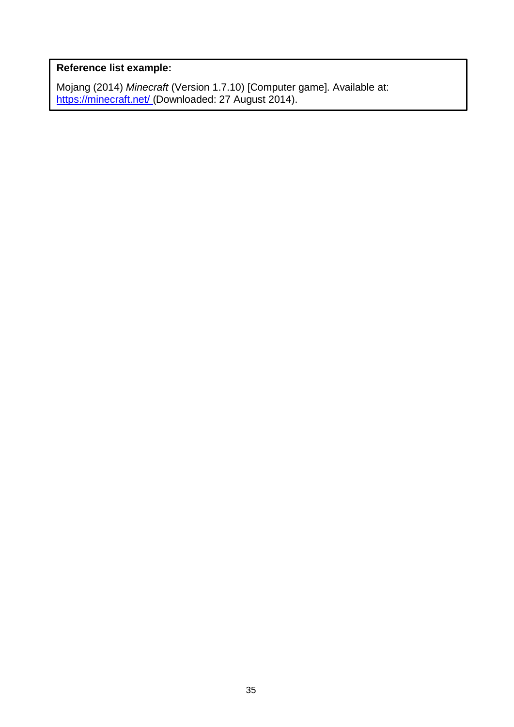**Reference list example:**

Mojang (2014) *Minecraft* (Version 1.7.10) [Computer game]. Available at: https://minecraft.net/ (Downloaded: 27 August 2014).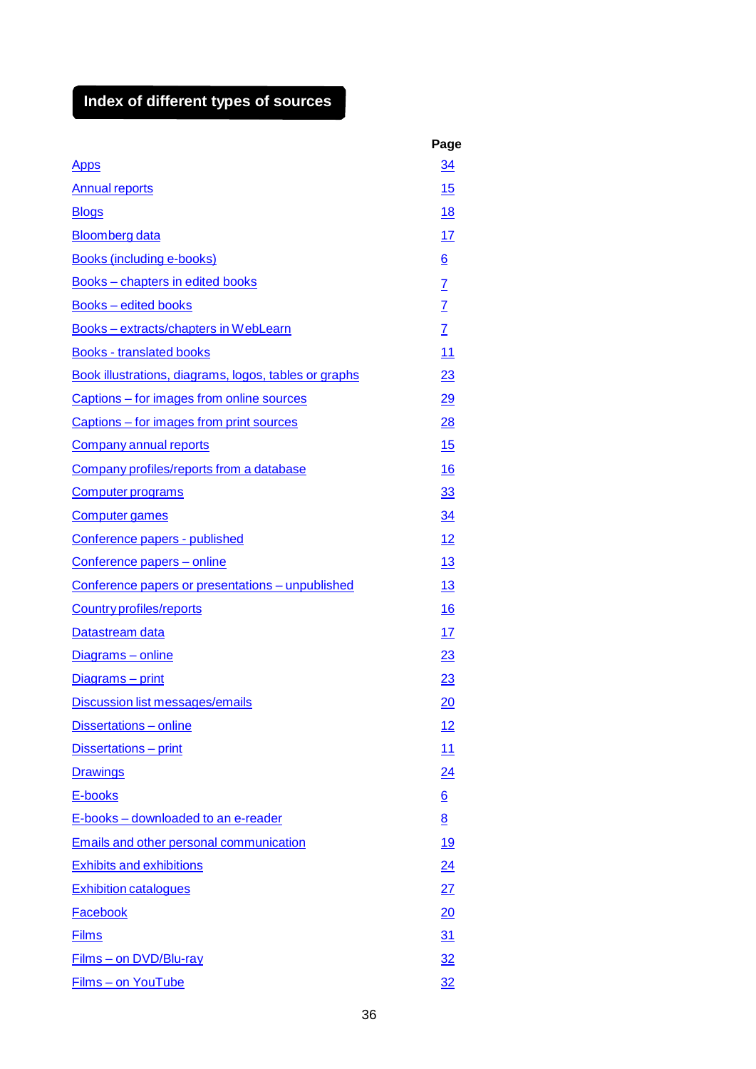# Index of different types of sources

| | Page |
|---|---|
| Apps | 34 |
| Annual reports | 15 |
| Blogs | 18 |
| Bloomberg data | 17 |
| Books (including e-books) | 6 |
| Books – chapters in edited books | 7 |
| Books – edited books | 7 |
| Books – extracts/chapters in WebLearn | 7 |
| Books - translated books | 11 |
| Book illustrations, diagrams, logos, tables or graphs | 23 |
| Captions – for images from online sources | 29 |
| Captions – for images from print sources | 28 |
| Company annual reports | 15 |
| Company profiles/reports from a database | 16 |
| Computer programs | 33 |
| Computer games | 34 |
| Conference papers - published | 12 |
| Conference papers – online | 13 |
| Conference papers or presentations – unpublished | 13 |
| Country profiles/reports | 16 |
| Datastream data | 17 |
| Diagrams – online | 23 |
| Diagrams – print | 23 |
| Discussion list messages/emails | 20 |
| Dissertations – online | 12 |
| Dissertations – print | 11 |
| Drawings | 24 |
| E-books | 6 |
| E-books – downloaded to an e-reader | 8 |
| Emails and other personal communication | 19 |
| Exhibits and exhibitions | 24 |
| Exhibition catalogues | 27 |
| Facebook | 20 |
| Films | 31 |
| Films – on DVD/Blu-ray | 32 |
| Films – on YouTube | 32 |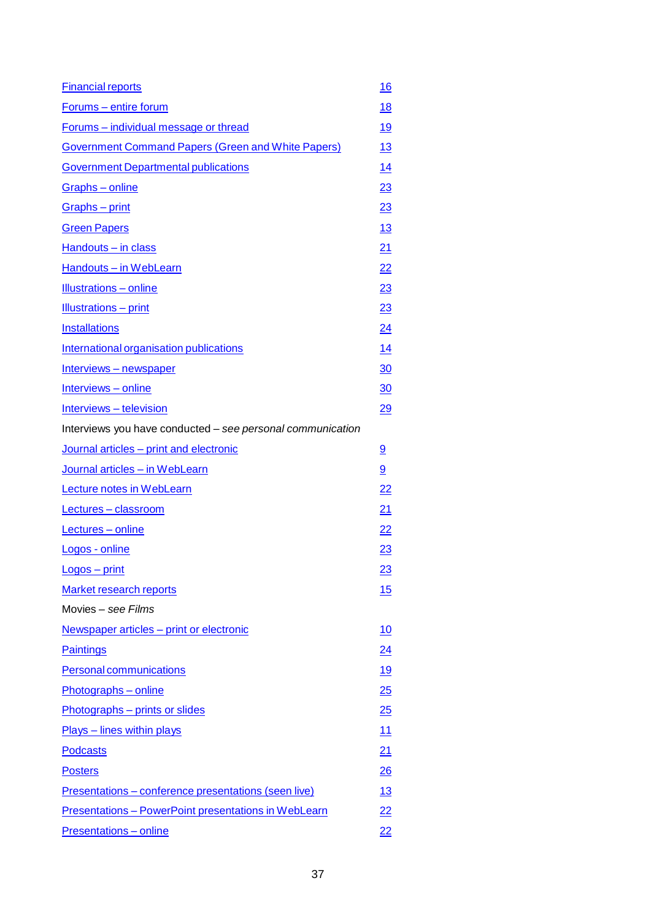| | |
|---|---|
| Financial reports | 16 |
| Forums – entire forum | 18 |
| Forums – individual message or thread | 19 |
| Government Command Papers (Green and White Papers) | 13 |
| Government Departmental publications | 14 |
| Graphs – online | 23 |
| Graphs – print | 23 |
| Green Papers | 13 |
| Handouts – in class | 21 |
| Handouts – in WebLearn | 22 |
| Illustrations – online | 23 |
| Illustrations – print | 23 |
| Installations | 24 |
| International organisation publications | 14 |
| Interviews – newspaper | 30 |
| Interviews – online | 30 |
| Interviews – television | 29 |
| Interviews you have conducted – *see personal communication* | |
| Journal articles – print and electronic | 9 |
| Journal articles – in WebLearn | 9 |
| Lecture notes in WebLearn | 22 |
| Lectures – classroom | 21 |
| Lectures – online | 22 |
| Logos - online | 23 |
| Logos – print | 23 |
| Market research reports | 15 |
| Movies – *see Films* | |
| Newspaper articles – print or electronic | 10 |
| Paintings | 24 |
| Personal communications | 19 |
| Photographs – online | 25 |
| Photographs – prints or slides | 25 |
| Plays – lines within plays | 11 |
| Podcasts | 21 |
| Posters | 26 |
| Presentations – conference presentations (seen live) | 13 |
| Presentations – PowerPoint presentations in WebLearn | 22 |
| Presentations – online | 22 |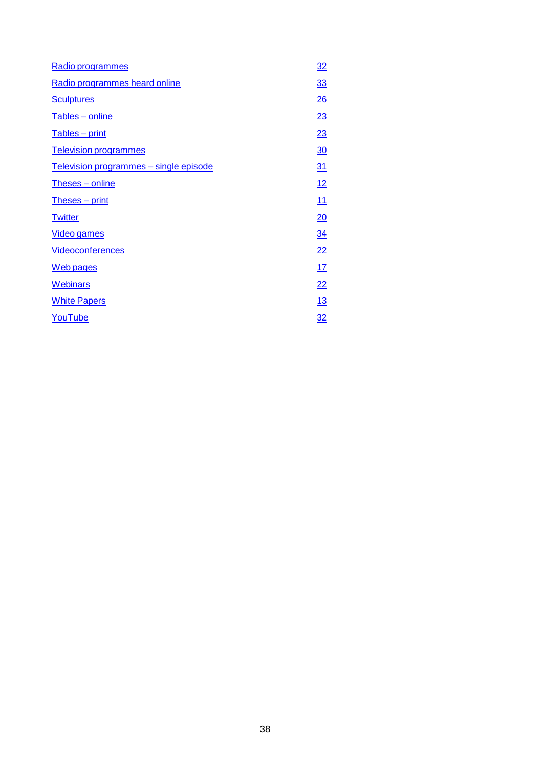| | |
|---|---|
| Radio programmes | 32 |
| Radio programmes heard online | 33 |
| Sculptures | 26 |
| Tables – online | 23 |
| Tables – print | 23 |
| Television programmes | 30 |
| Television programmes – single episode | 31 |
| Theses – online | 12 |
| Theses – print | 11 |
| Twitter | 20 |
| Video games | 34 |
| Videoconferences | 22 |
| Web pages | 17 |
| Webinars | 22 |
| White Papers | 13 |
| YouTube | 32 |